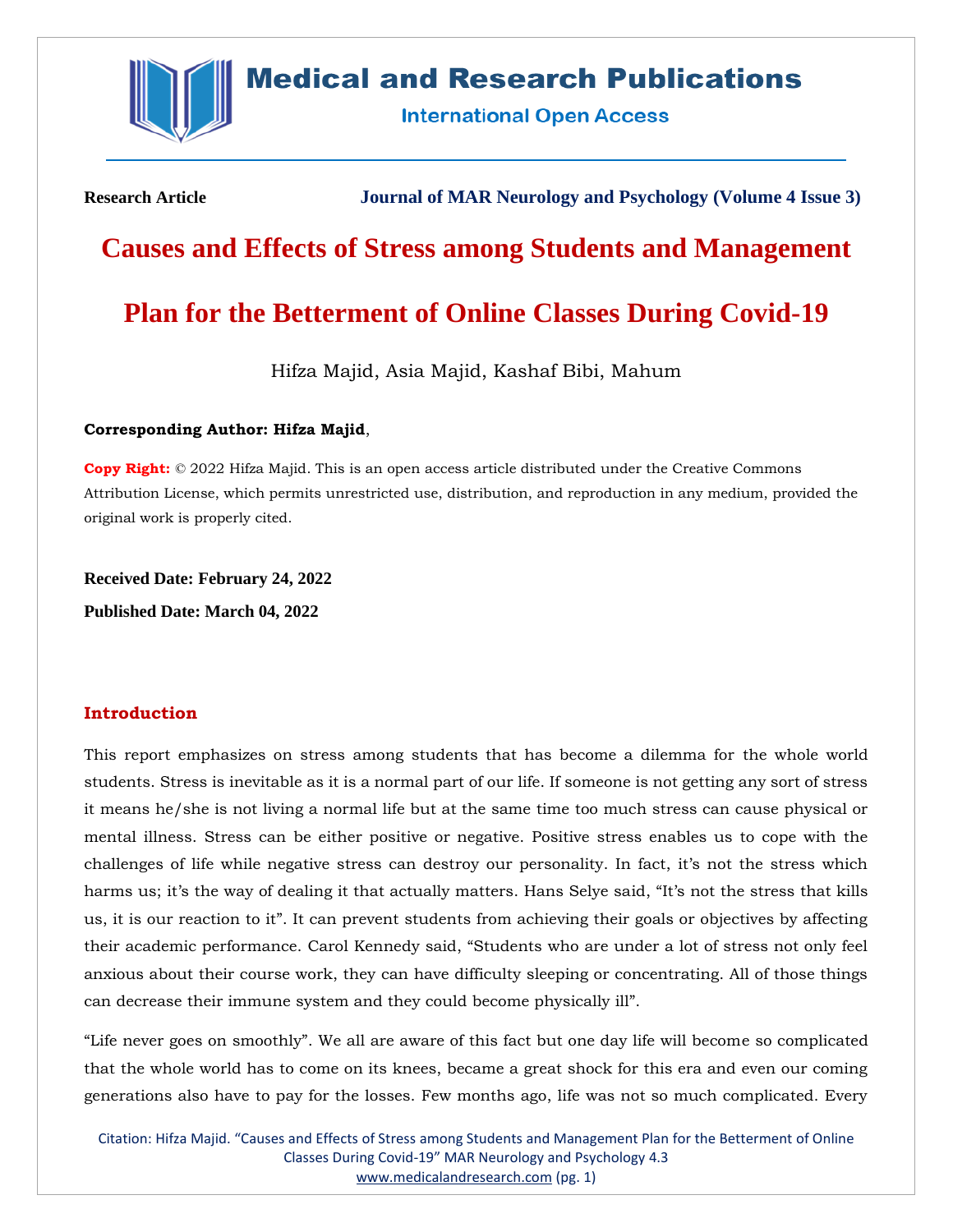Research Article

Journal of MAR Neurology and Psychology (Volume 4 Issue 3)

# Causes and Effects of Stress among Students and Management Plan for the Betterment of Online Classes During Covid-19

Hifza Majid, Asia Majid, Kashaf Bibi, Mahum

**Corresponding Author: Hifza Majid**,

**Copy Right:** © 2022 Hifza Majid. This is an open access article distributed under the Creative Commons Attribution License, which permits unrestricted use, distribution, and reproduction in any medium, provided the original work is properly cited.

**Received Date: February 24, 2022**

**Published Date: March 04, 2022**

## Introduction

This report emphasizes on stress among students that has become a dilemma for the whole world students. Stress is inevitable as it is a normal part of our life. If someone is not getting any sort of stress it means he/she is not living a normal life but at the same time too much stress can cause physical or mental illness. Stress can be either positive or negative. Positive stress enables us to cope with the challenges of life while negative stress can destroy our personality. In fact, it's not the stress which harms us; it's the way of dealing it that actually matters. Hans Selye said, "It's not the stress that kills us, it is our reaction to it". It can prevent students from achieving their goals or objectives by affecting their academic performance. Carol Kennedy said, "Students who are under a lot of stress not only feel anxious about their course work, they can have difficulty sleeping or concentrating. All of those things can decrease their immune system and they could become physically ill".

"Life never goes on smoothly". We all are aware of this fact but one day life will become so complicated that the whole world has to come on its knees, became a great shock for this era and even our coming generations also have to pay for the losses. Few months ago, life was not so much complicated. Every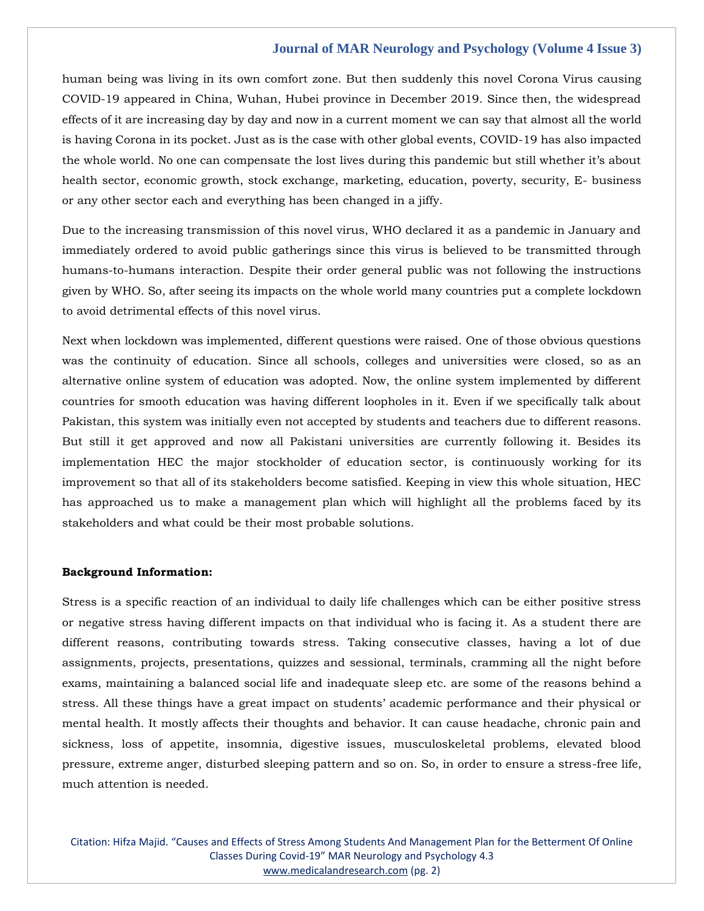human being was living in its own comfort zone. But then suddenly this novel Corona Virus causing COVID-19 appeared in China, Wuhan, Hubei province in December 2019. Since then, the widespread effects of it are increasing day by day and now in a current moment we can say that almost all the world is having Corona in its pocket. Just as is the case with other global events, COVID-19 has also impacted the whole world. No one can compensate the lost lives during this pandemic but still whether it's about health sector, economic growth, stock exchange, marketing, education, poverty, security, E- business or any other sector each and everything has been changed in a jiffy.

Due to the increasing transmission of this novel virus, WHO declared it as a pandemic in January and immediately ordered to avoid public gatherings since this virus is believed to be transmitted through humans-to-humans interaction. Despite their order general public was not following the instructions given by WHO. So, after seeing its impacts on the whole world many countries put a complete lockdown to avoid detrimental effects of this novel virus.

Next when lockdown was implemented, different questions were raised. One of those obvious questions was the continuity of education. Since all schools, colleges and universities were closed, so as an alternative online system of education was adopted. Now, the online system implemented by different countries for smooth education was having different loopholes in it. Even if we specifically talk about Pakistan, this system was initially even not accepted by students and teachers due to different reasons. But still it get approved and now all Pakistani universities are currently following it. Besides its implementation HEC the major stockholder of education sector, is continuously working for its improvement so that all of its stakeholders become satisfied. Keeping in view this whole situation, HEC has approached us to make a management plan which will highlight all the problems faced by its stakeholders and what could be their most probable solutions.

**Background Information:**

Stress is a specific reaction of an individual to daily life challenges which can be either positive stress or negative stress having different impacts on that individual who is facing it. As a student there are different reasons, contributing towards stress. Taking consecutive classes, having a lot of due assignments, projects, presentations, quizzes and sessional, terminals, cramming all the night before exams, maintaining a balanced social life and inadequate sleep etc. are some of the reasons behind a stress. All these things have a great impact on students' academic performance and their physical or mental health. It mostly affects their thoughts and behavior. It can cause headache, chronic pain and sickness, loss of appetite, insomnia, digestive issues, musculoskeletal problems, elevated blood pressure, extreme anger, disturbed sleeping pattern and so on. So, in order to ensure a stress-free life, much attention is needed.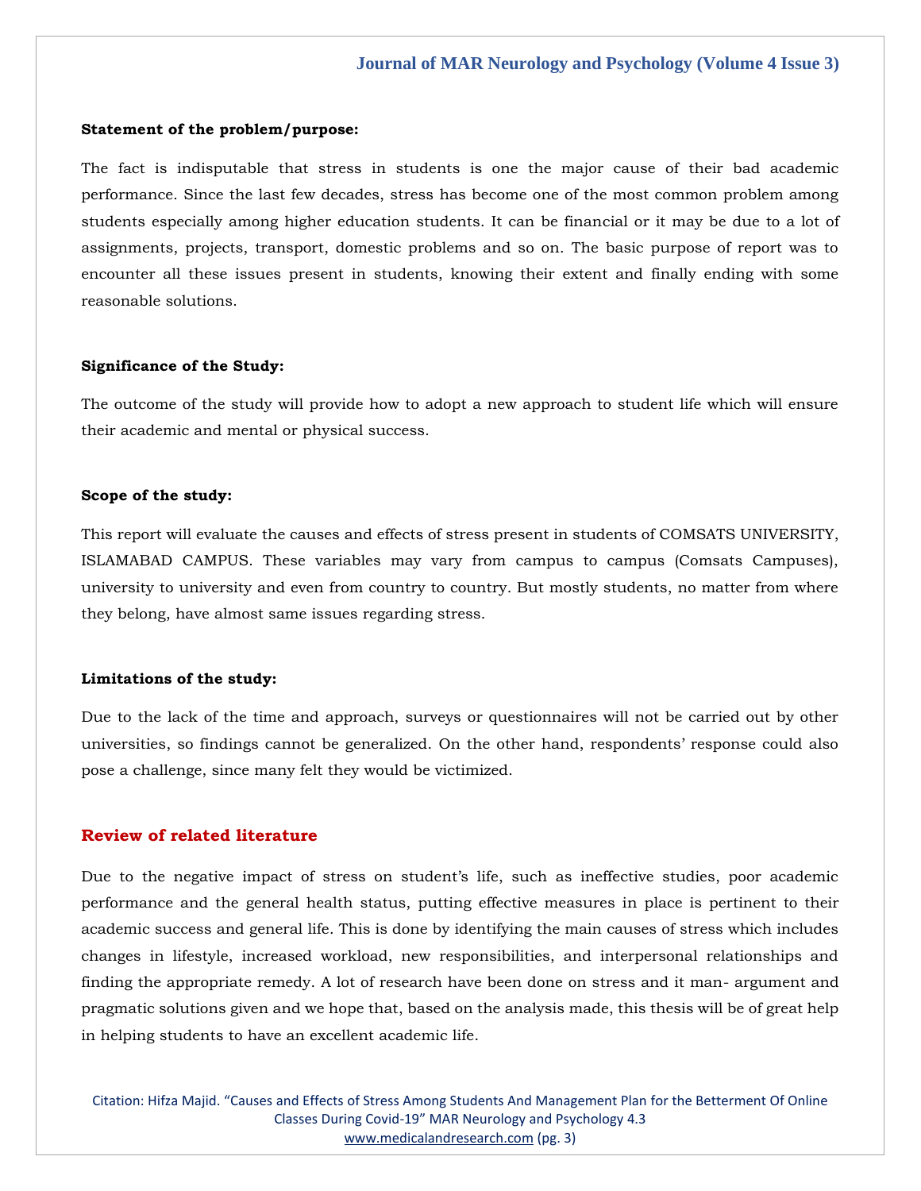**Statement of the problem/purpose:**

The fact is indisputable that stress in students is one the major cause of their bad academic performance. Since the last few decades, stress has become one of the most common problem among students especially among higher education students. It can be financial or it may be due to a lot of assignments, projects, transport, domestic problems and so on. The basic purpose of report was to encounter all these issues present in students, knowing their extent and finally ending with some reasonable solutions.

**Significance of the Study:**

The outcome of the study will provide how to adopt a new approach to student life which will ensure their academic and mental or physical success.

**Scope of the study:**

This report will evaluate the causes and effects of stress present in students of COMSATS UNIVERSITY, ISLAMABAD CAMPUS. These variables may vary from campus to campus (Comsats Campuses), university to university and even from country to country. But mostly students, no matter from where they belong, have almost same issues regarding stress.

**Limitations of the study:**

Due to the lack of the time and approach, surveys or questionnaires will not be carried out by other universities, so findings cannot be generalized. On the other hand, respondents' response could also pose a challenge, since many felt they would be victimized.

## Review of related literature

Due to the negative impact of stress on student's life, such as ineffective studies, poor academic performance and the general health status, putting effective measures in place is pertinent to their academic success and general life. This is done by identifying the main causes of stress which includes changes in lifestyle, increased workload, new responsibilities, and interpersonal relationships and finding the appropriate remedy. A lot of research have been done on stress and it man- argument and pragmatic solutions given and we hope that, based on the analysis made, this thesis will be of great help in helping students to have an excellent academic life.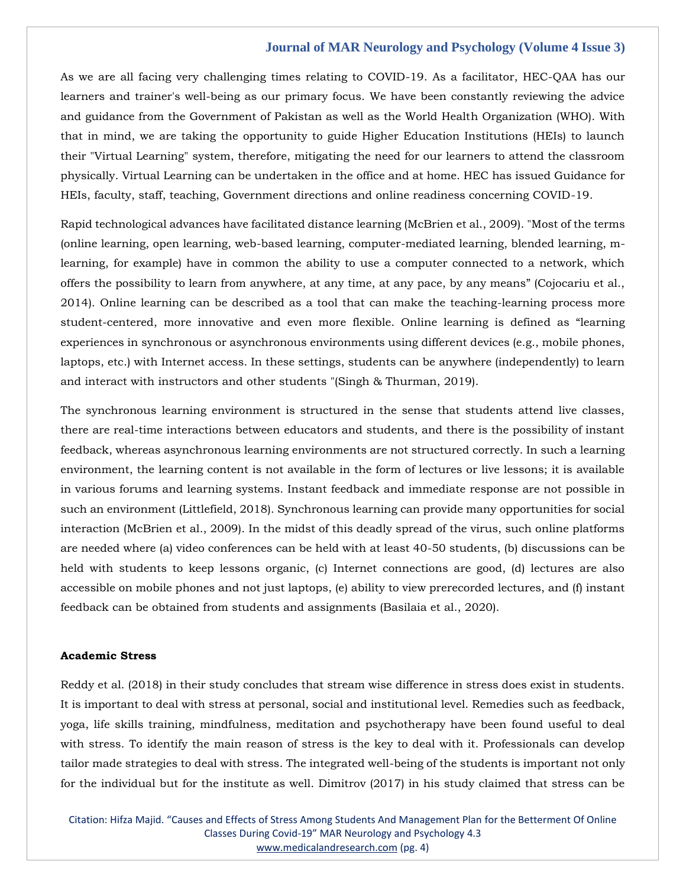As we are all facing very challenging times relating to COVID-19. As a facilitator, HEC-QAA has our learners and trainer's well-being as our primary focus. We have been constantly reviewing the advice and guidance from the Government of Pakistan as well as the World Health Organization (WHO). With that in mind, we are taking the opportunity to guide Higher Education Institutions (HEIs) to launch their "Virtual Learning" system, therefore, mitigating the need for our learners to attend the classroom physically. Virtual Learning can be undertaken in the office and at home. HEC has issued Guidance for HEIs, faculty, staff, teaching, Government directions and online readiness concerning COVID-19.

Rapid technological advances have facilitated distance learning (McBrien et al., 2009). "Most of the terms (online learning, open learning, web-based learning, computer-mediated learning, blended learning, m-learning, for example) have in common the ability to use a computer connected to a network, which offers the possibility to learn from anywhere, at any time, at any pace, by any means" (Cojocariu et al., 2014). Online learning can be described as a tool that can make the teaching-learning process more student-centered, more innovative and even more flexible. Online learning is defined as "learning experiences in synchronous or asynchronous environments using different devices (e.g., mobile phones, laptops, etc.) with Internet access. In these settings, students can be anywhere (independently) to learn and interact with instructors and other students "(Singh & Thurman, 2019).

The synchronous learning environment is structured in the sense that students attend live classes, there are real-time interactions between educators and students, and there is the possibility of instant feedback, whereas asynchronous learning environments are not structured correctly. In such a learning environment, the learning content is not available in the form of lectures or live lessons; it is available in various forums and learning systems. Instant feedback and immediate response are not possible in such an environment (Littlefield, 2018). Synchronous learning can provide many opportunities for social interaction (McBrien et al., 2009). In the midst of this deadly spread of the virus, such online platforms are needed where (a) video conferences can be held with at least 40-50 students, (b) discussions can be held with students to keep lessons organic, (c) Internet connections are good, (d) lectures are also accessible on mobile phones and not just laptops, (e) ability to view prerecorded lectures, and (f) instant feedback can be obtained from students and assignments (Basilaia et al., 2020).

**Academic Stress**

Reddy et al. (2018) in their study concludes that stream wise difference in stress does exist in students. It is important to deal with stress at personal, social and institutional level. Remedies such as feedback, yoga, life skills training, mindfulness, meditation and psychotherapy have been found useful to deal with stress. To identify the main reason of stress is the key to deal with it. Professionals can develop tailor made strategies to deal with stress. The integrated well-being of the students is important not only for the individual but for the institute as well. Dimitrov (2017) in his study claimed that stress can be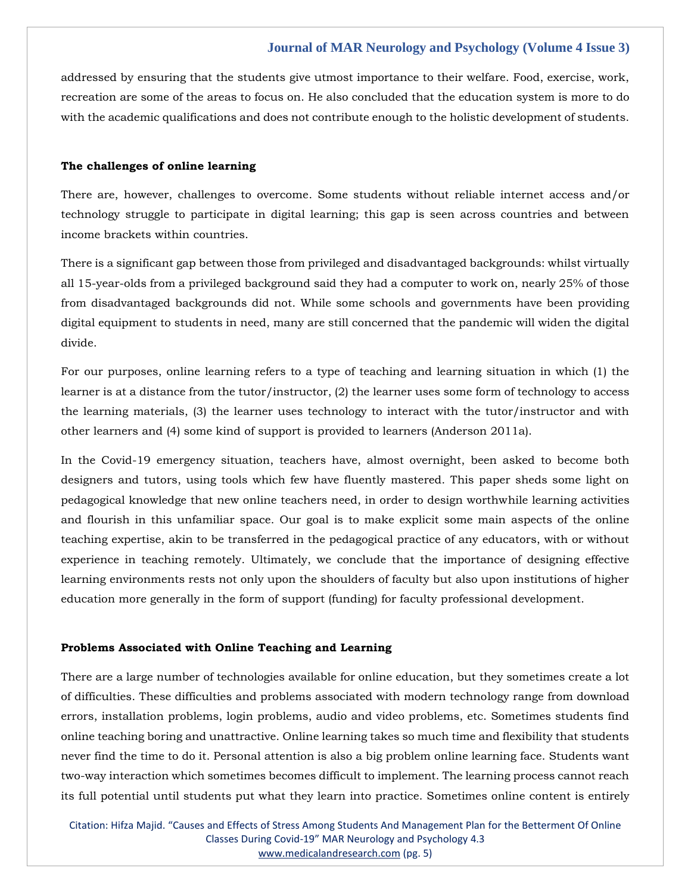addressed by ensuring that the students give utmost importance to their welfare. Food, exercise, work, recreation are some of the areas to focus on. He also concluded that the education system is more to do with the academic qualifications and does not contribute enough to the holistic development of students.

**The challenges of online learning**

There are, however, challenges to overcome. Some students without reliable internet access and/or technology struggle to participate in digital learning; this gap is seen across countries and between income brackets within countries.

There is a significant gap between those from privileged and disadvantaged backgrounds: whilst virtually all 15-year-olds from a privileged background said they had a computer to work on, nearly 25% of those from disadvantaged backgrounds did not. While some schools and governments have been providing digital equipment to students in need, many are still concerned that the pandemic will widen the digital divide.

For our purposes, online learning refers to a type of teaching and learning situation in which (1) the learner is at a distance from the tutor/instructor, (2) the learner uses some form of technology to access the learning materials, (3) the learner uses technology to interact with the tutor/instructor and with other learners and (4) some kind of support is provided to learners (Anderson 2011a).

In the Covid-19 emergency situation, teachers have, almost overnight, been asked to become both designers and tutors, using tools which few have fluently mastered. This paper sheds some light on pedagogical knowledge that new online teachers need, in order to design worthwhile learning activities and flourish in this unfamiliar space. Our goal is to make explicit some main aspects of the online teaching expertise, akin to be transferred in the pedagogical practice of any educators, with or without experience in teaching remotely. Ultimately, we conclude that the importance of designing effective learning environments rests not only upon the shoulders of faculty but also upon institutions of higher education more generally in the form of support (funding) for faculty professional development.

**Problems Associated with Online Teaching and Learning**

There are a large number of technologies available for online education, but they sometimes create a lot of difficulties. These difficulties and problems associated with modern technology range from download errors, installation problems, login problems, audio and video problems, etc. Sometimes students find online teaching boring and unattractive. Online learning takes so much time and flexibility that students never find the time to do it. Personal attention is also a big problem online learning face. Students want two-way interaction which sometimes becomes difficult to implement. The learning process cannot reach its full potential until students put what they learn into practice. Sometimes online content is entirely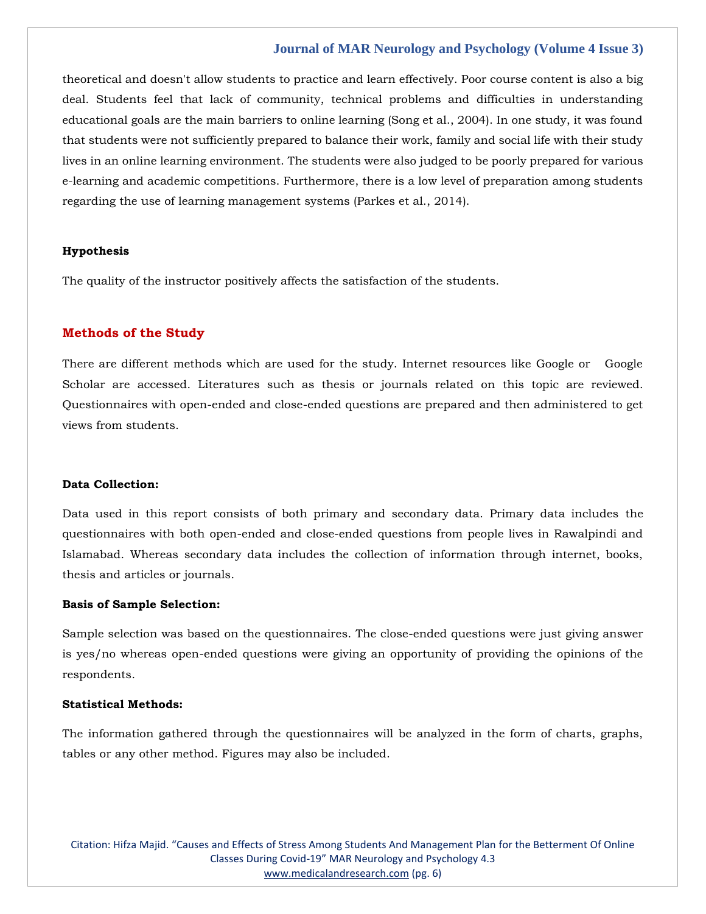theoretical and doesn't allow students to practice and learn effectively. Poor course content is also a big deal. Students feel that lack of community, technical problems and difficulties in understanding educational goals are the main barriers to online learning (Song et al., 2004). In one study, it was found that students were not sufficiently prepared to balance their work, family and social life with their study lives in an online learning environment. The students were also judged to be poorly prepared for various e-learning and academic competitions. Furthermore, there is a low level of preparation among students regarding the use of learning management systems (Parkes et al., 2014).

**Hypothesis**

The quality of the instructor positively affects the satisfaction of the students.

## Methods of the Study

There are different methods which are used for the study. Internet resources like Google or Google Scholar are accessed. Literatures such as thesis or journals related on this topic are reviewed. Questionnaires with open-ended and close-ended questions are prepared and then administered to get views from students.

**Data Collection:**

Data used in this report consists of both primary and secondary data. Primary data includes the questionnaires with both open-ended and close-ended questions from people lives in Rawalpindi and Islamabad. Whereas secondary data includes the collection of information through internet, books, thesis and articles or journals.

**Basis of Sample Selection:**

Sample selection was based on the questionnaires. The close-ended questions were just giving answer is yes/no whereas open-ended questions were giving an opportunity of providing the opinions of the respondents.

**Statistical Methods:**

The information gathered through the questionnaires will be analyzed in the form of charts, graphs, tables or any other method. Figures may also be included.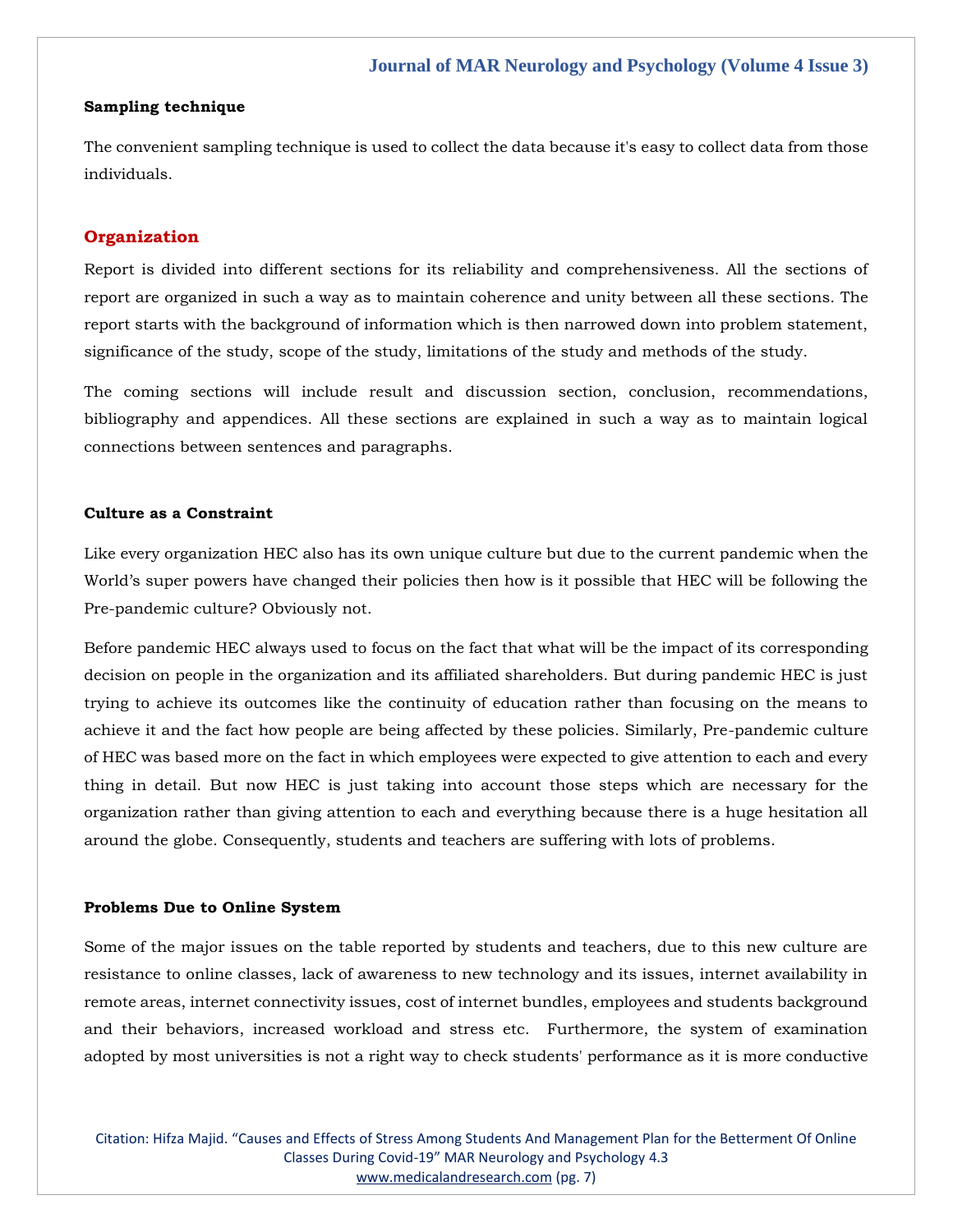### Sampling technique

The convenient sampling technique is used to collect the data because it's easy to collect data from those individuals.

## Organization

Report is divided into different sections for its reliability and comprehensiveness. All the sections of report are organized in such a way as to maintain coherence and unity between all these sections. The report starts with the background of information which is then narrowed down into problem statement, significance of the study, scope of the study, limitations of the study and methods of the study.

The coming sections will include result and discussion section, conclusion, recommendations, bibliography and appendices. All these sections are explained in such a way as to maintain logical connections between sentences and paragraphs.

### Culture as a Constraint

Like every organization HEC also has its own unique culture but due to the current pandemic when the World's super powers have changed their policies then how is it possible that HEC will be following the Pre-pandemic culture? Obviously not.

Before pandemic HEC always used to focus on the fact that what will be the impact of its corresponding decision on people in the organization and its affiliated shareholders. But during pandemic HEC is just trying to achieve its outcomes like the continuity of education rather than focusing on the means to achieve it and the fact how people are being affected by these policies. Similarly, Pre-pandemic culture of HEC was based more on the fact in which employees were expected to give attention to each and every thing in detail. But now HEC is just taking into account those steps which are necessary for the organization rather than giving attention to each and everything because there is a huge hesitation all around the globe. Consequently, students and teachers are suffering with lots of problems.

### Problems Due to Online System

Some of the major issues on the table reported by students and teachers, due to this new culture are resistance to online classes, lack of awareness to new technology and its issues, internet availability in remote areas, internet connectivity issues, cost of internet bundles, employees and students background and their behaviors, increased workload and stress etc. Furthermore, the system of examination adopted by most universities is not a right way to check students' performance as it is more conductive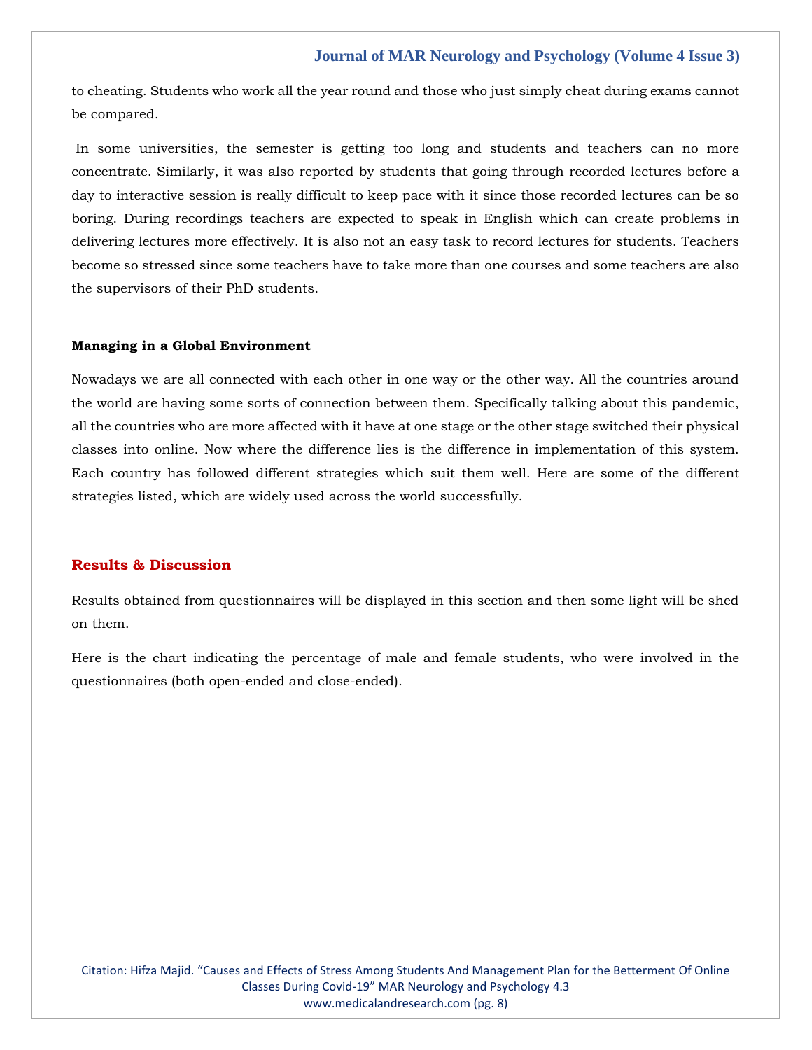to cheating. Students who work all the year round and those who just simply cheat during exams cannot be compared.

In some universities, the semester is getting too long and students and teachers can no more concentrate. Similarly, it was also reported by students that going through recorded lectures before a day to interactive session is really difficult to keep pace with it since those recorded lectures can be so boring. During recordings teachers are expected to speak in English which can create problems in delivering lectures more effectively. It is also not an easy task to record lectures for students. Teachers become so stressed since some teachers have to take more than one courses and some teachers are also the supervisors of their PhD students.

### Managing in a Global Environment

Nowadays we are all connected with each other in one way or the other way. All the countries around the world are having some sorts of connection between them. Specifically talking about this pandemic, all the countries who are more affected with it have at one stage or the other stage switched their physical classes into online. Now where the difference lies is the difference in implementation of this system. Each country has followed different strategies which suit them well. Here are some of the different strategies listed, which are widely used across the world successfully.

## Results & Discussion

Results obtained from questionnaires will be displayed in this section and then some light will be shed on them.

Here is the chart indicating the percentage of male and female students, who were involved in the questionnaires (both open-ended and close-ended).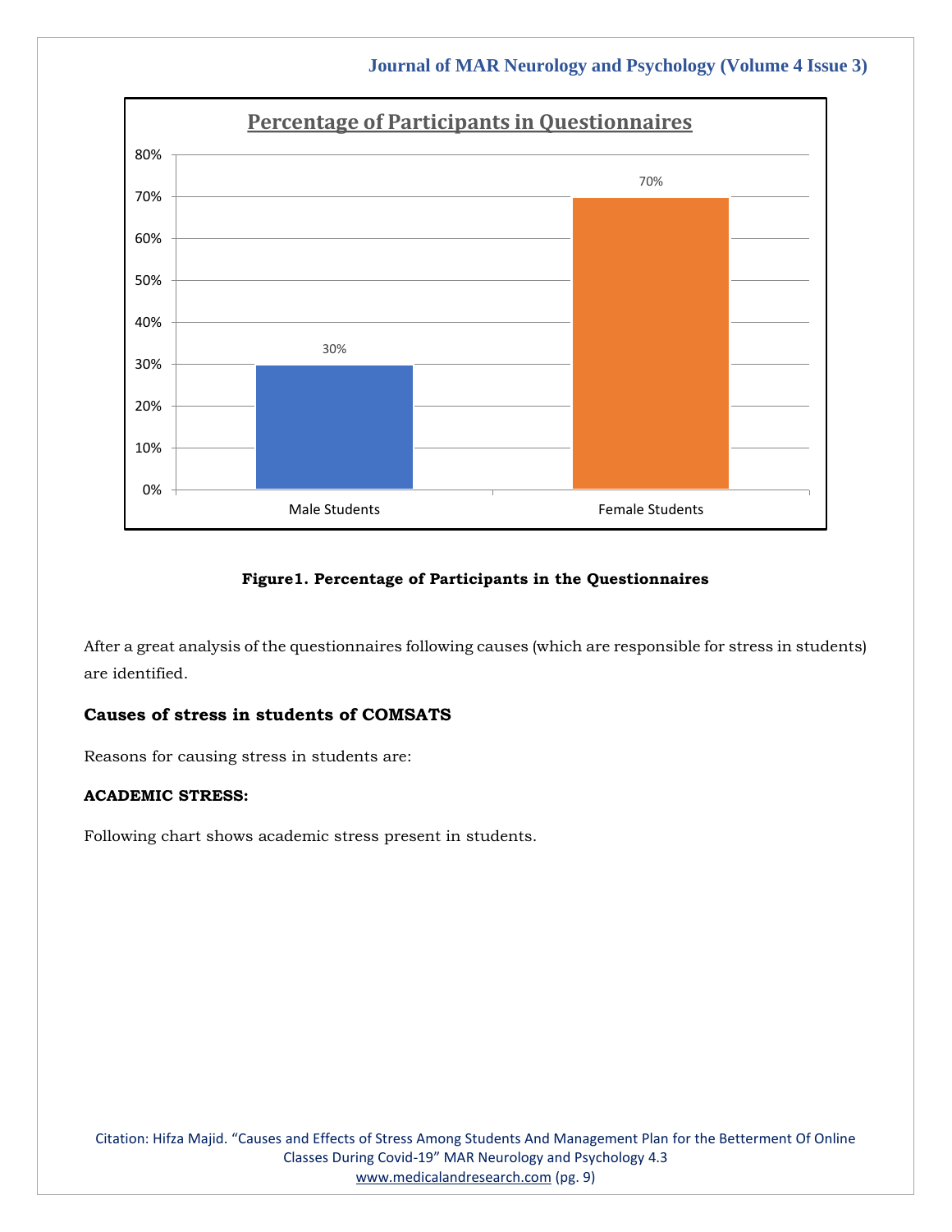**Figure1. Percentage of Participants in the Questionnaires**

After a great analysis of the questionnaires following causes (which are responsible for stress in students) are identified.

### Causes of stress in students of COMSATS

Reasons for causing stress in students are:

**ACADEMIC STRESS:**

Following chart shows academic stress present in students.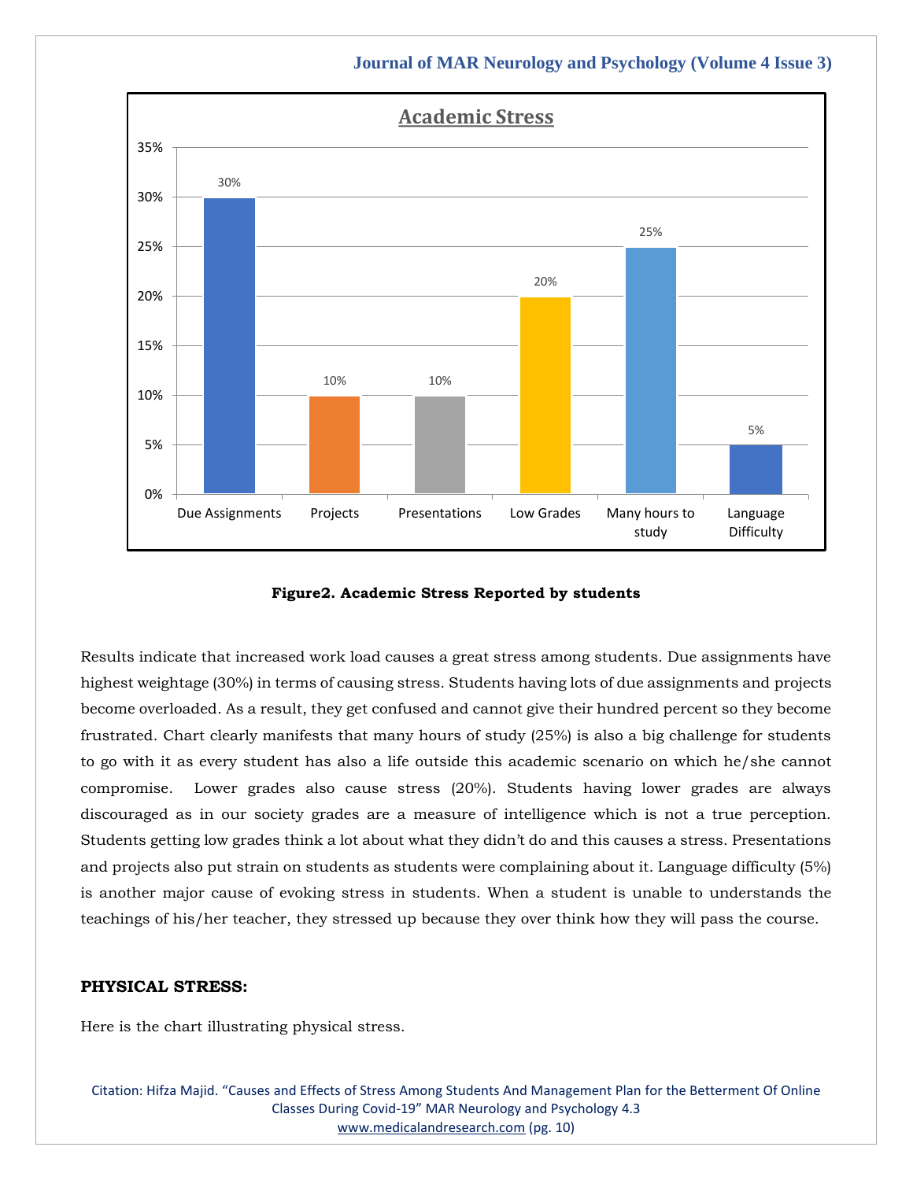**Figure2. Academic Stress Reported by students**

Results indicate that increased work load causes a great stress among students. Due assignments have highest weightage (30%) in terms of causing stress. Students having lots of due assignments and projects become overloaded. As a result, they get confused and cannot give their hundred percent so they become frustrated. Chart clearly manifests that many hours of study (25%) is also a big challenge for students to go with it as every student has also a life outside this academic scenario on which he/she cannot compromise. Lower grades also cause stress (20%). Students having lower grades are always discouraged as in our society grades are a measure of intelligence which is not a true perception. Students getting low grades think a lot about what they didn't do and this causes a stress. Presentations and projects also put strain on students as students were complaining about it. Language difficulty (5%) is another major cause of evoking stress in students. When a student is unable to understands the teachings of his/her teacher, they stressed up because they over think how they will pass the course.

**PHYSICAL STRESS:**

Here is the chart illustrating physical stress.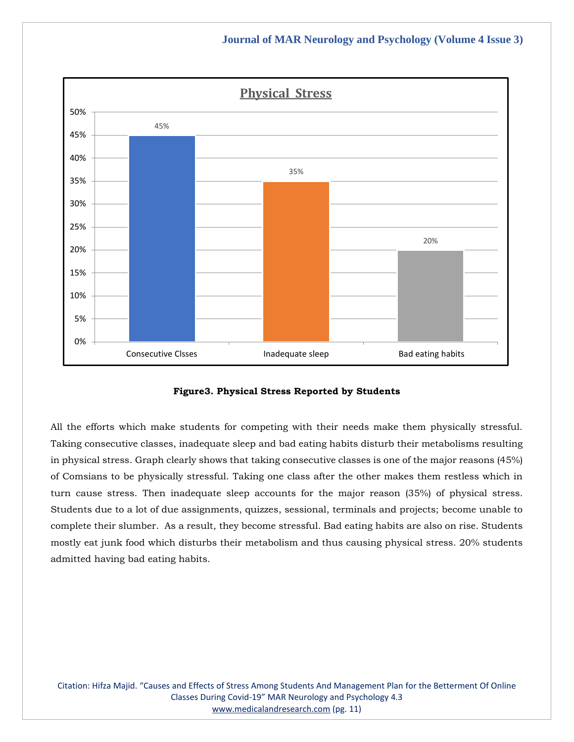**Figure3. Physical Stress Reported by Students**

All the efforts which make students for competing with their needs make them physically stressful. Taking consecutive classes, inadequate sleep and bad eating habits disturb their metabolisms resulting in physical stress. Graph clearly shows that taking consecutive classes is one of the major reasons (45%) of Comsians to be physically stressful. Taking one class after the other makes them restless which in turn cause stress. Then inadequate sleep accounts for the major reason (35%) of physical stress. Students due to a lot of due assignments, quizzes, sessional, terminals and projects; become unable to complete their slumber. As a result, they become stressful. Bad eating habits are also on rise. Students mostly eat junk food which disturbs their metabolism and thus causing physical stress. 20% students admitted having bad eating habits.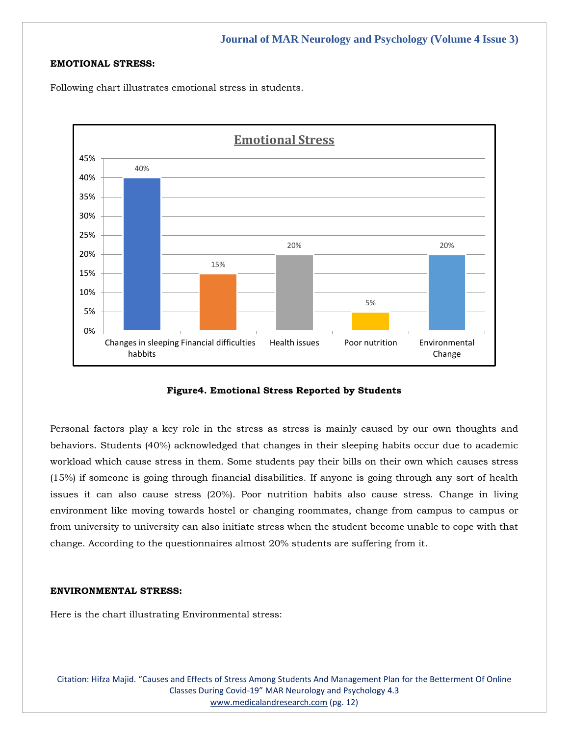**EMOTIONAL STRESS:**

Following chart illustrates emotional stress in students.

**Figure4. Emotional Stress Reported by Students**

Personal factors play a key role in the stress as stress is mainly caused by our own thoughts and behaviors. Students (40%) acknowledged that changes in their sleeping habits occur due to academic workload which cause stress in them. Some students pay their bills on their own which causes stress (15%) if someone is going through financial disabilities. If anyone is going through any sort of health issues it can also cause stress (20%). Poor nutrition habits also cause stress. Change in living environment like moving towards hostel or changing roommates, change from campus to campus or from university to university can also initiate stress when the student become unable to cope with that change. According to the questionnaires almost 20% students are suffering from it.

**ENVIRONMENTAL STRESS:**

Here is the chart illustrating Environmental stress: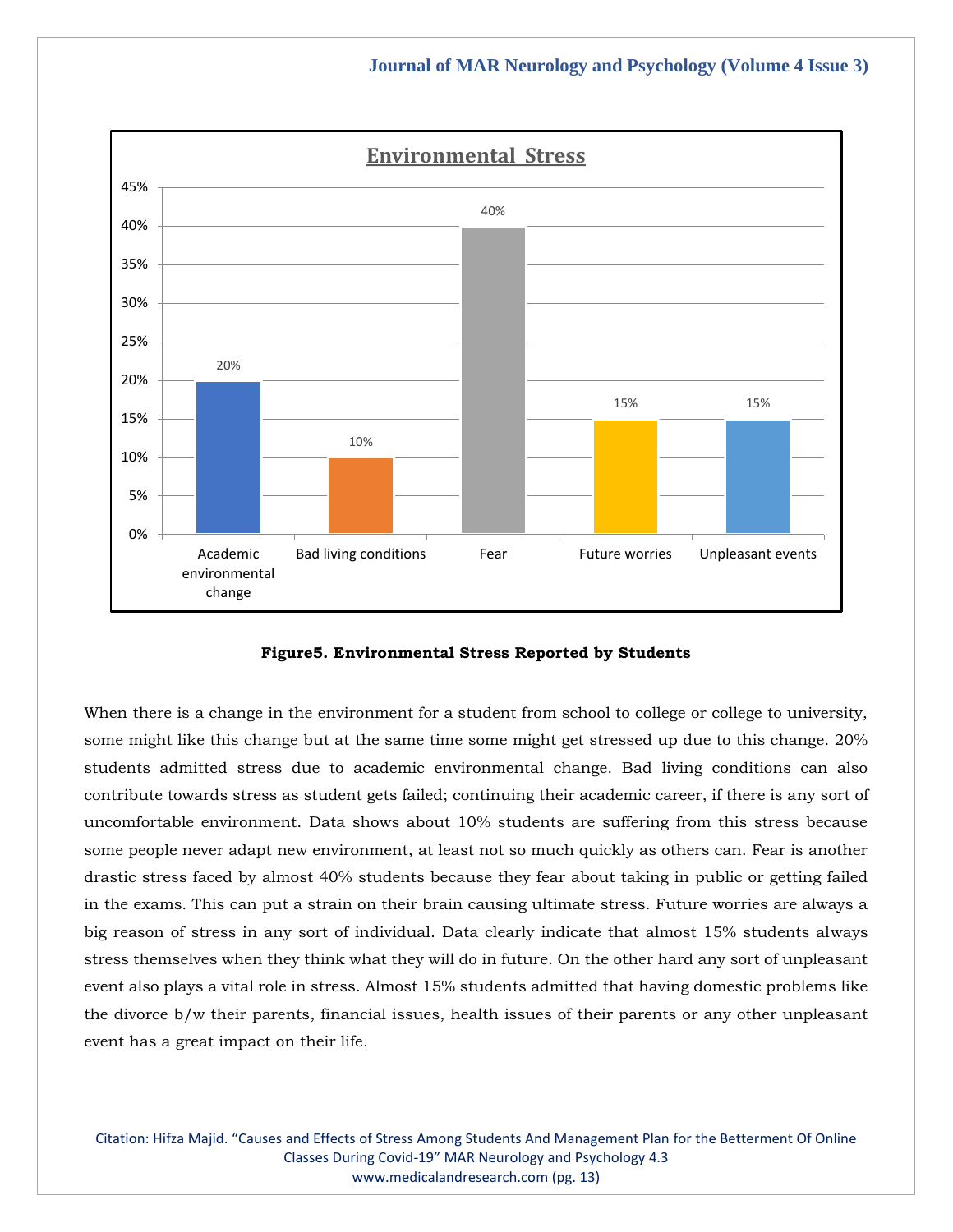**Environmental Stress**

| Category | Percentage |
|---|---|
| Academic environmental change | 20% |
| Bad living conditions | 10% |
| Fear | 40% |
| Future worries | 15% |
| Unpleasant events | 15% |

**Figure5. Environmental Stress Reported by Students**

When there is a change in the environment for a student from school to college or college to university, some might like this change but at the same time some might get stressed up due to this change. 20% students admitted stress due to academic environmental change. Bad living conditions can also contribute towards stress as student gets failed; continuing their academic career, if there is any sort of uncomfortable environment. Data shows about 10% students are suffering from this stress because some people never adapt new environment, at least not so much quickly as others can. Fear is another drastic stress faced by almost 40% students because they fear about taking in public or getting failed in the exams. This can put a strain on their brain causing ultimate stress. Future worries are always a big reason of stress in any sort of individual. Data clearly indicate that almost 15% students always stress themselves when they think what they will do in future. On the other hard any sort of unpleasant event also plays a vital role in stress. Almost 15% students admitted that having domestic problems like the divorce b/w their parents, financial issues, health issues of their parents or any other unpleasant event has a great impact on their life.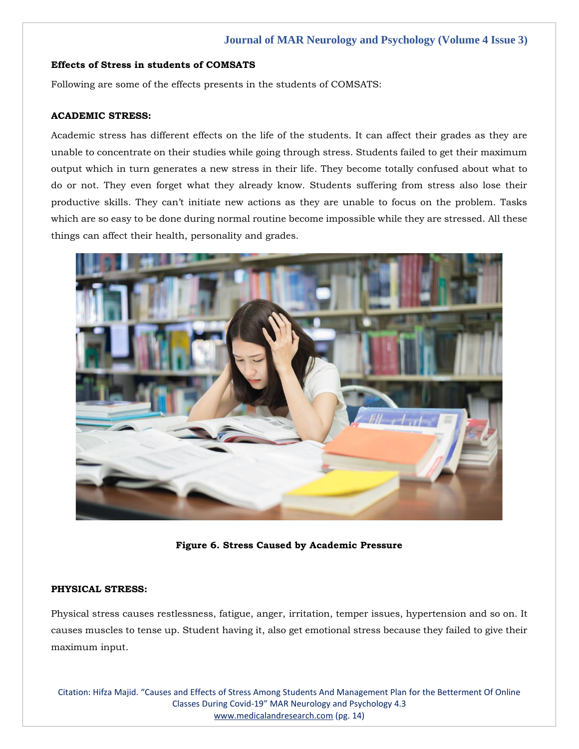**Effects of Stress in students of COMSATS**

Following are some of the effects presents in the students of COMSATS:

**ACADEMIC STRESS:**

Academic stress has different effects on the life of the students. It can affect their grades as they are unable to concentrate on their studies while going through stress. Students failed to get their maximum output which in turn generates a new stress in their life. They become totally confused about what to do or not. They even forget what they already know. Students suffering from stress also lose their productive skills. They can't initiate new actions as they are unable to focus on the problem. Tasks which are so easy to be done during normal routine become impossible while they are stressed. All these things can affect their health, personality and grades.

**Figure 6. Stress Caused by Academic Pressure**

**PHYSICAL STRESS:**

Physical stress causes restlessness, fatigue, anger, irritation, temper issues, hypertension and so on. It causes muscles to tense up. Student having it, also get emotional stress because they failed to give their maximum input.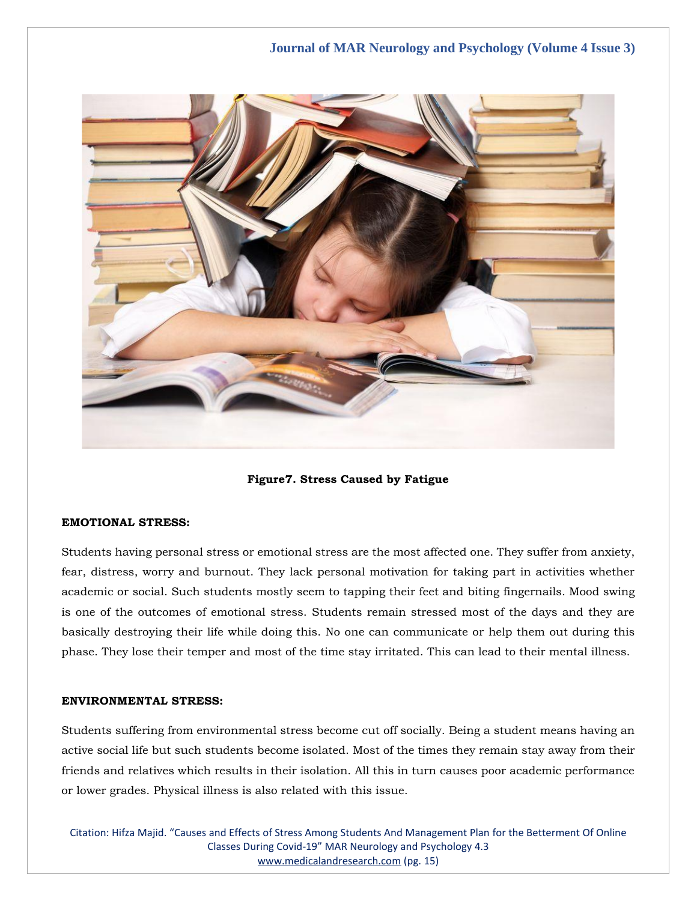Figure7. Stress Caused by Fatigue

**EMOTIONAL STRESS:**

Students having personal stress or emotional stress are the most affected one. They suffer from anxiety, fear, distress, worry and burnout. They lack personal motivation for taking part in activities whether academic or social. Such students mostly seem to tapping their feet and biting fingernails. Mood swing is one of the outcomes of emotional stress. Students remain stressed most of the days and they are basically destroying their life while doing this. No one can communicate or help them out during this phase. They lose their temper and most of the time stay irritated. This can lead to their mental illness.

**ENVIRONMENTAL STRESS:**

Students suffering from environmental stress become cut off socially. Being a student means having an active social life but such students become isolated. Most of the times they remain stay away from their friends and relatives which results in their isolation. All this in turn causes poor academic performance or lower grades. Physical illness is also related with this issue.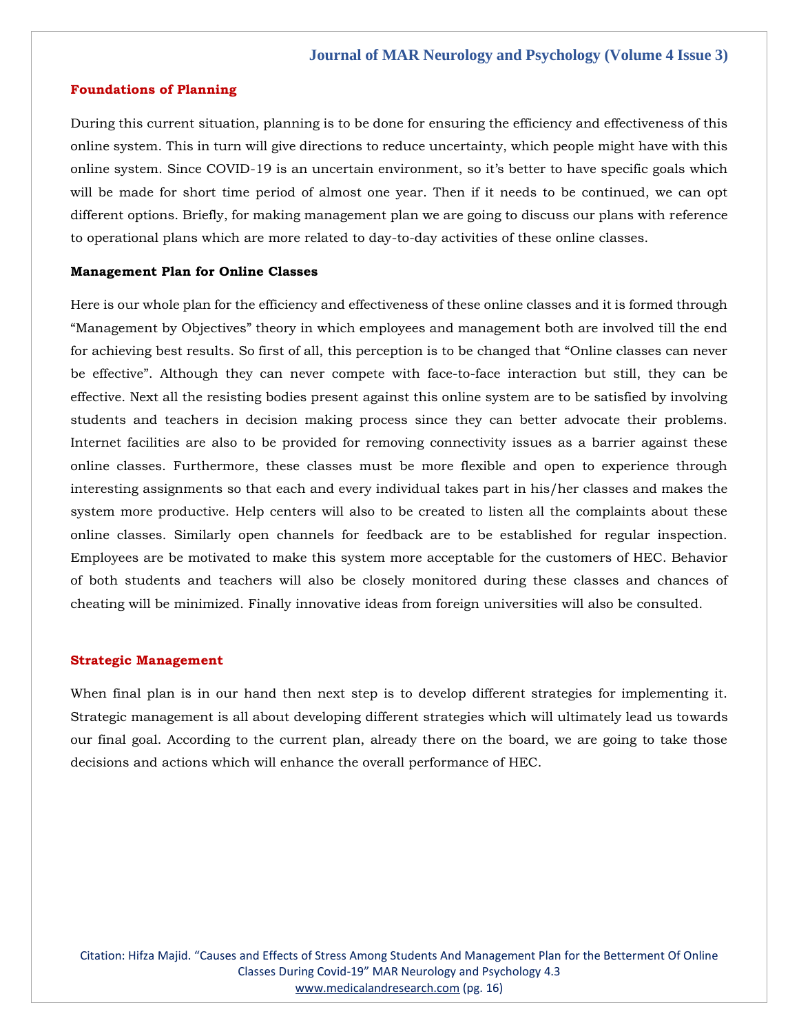## Foundations of Planning

During this current situation, planning is to be done for ensuring the efficiency and effectiveness of this online system. This in turn will give directions to reduce uncertainty, which people might have with this online system. Since COVID-19 is an uncertain environment, so it's better to have specific goals which will be made for short time period of almost one year. Then if it needs to be continued, we can opt different options. Briefly, for making management plan we are going to discuss our plans with reference to operational plans which are more related to day-to-day activities of these online classes.

### Management Plan for Online Classes

Here is our whole plan for the efficiency and effectiveness of these online classes and it is formed through "Management by Objectives" theory in which employees and management both are involved till the end for achieving best results. So first of all, this perception is to be changed that "Online classes can never be effective". Although they can never compete with face-to-face interaction but still, they can be effective. Next all the resisting bodies present against this online system are to be satisfied by involving students and teachers in decision making process since they can better advocate their problems. Internet facilities are also to be provided for removing connectivity issues as a barrier against these online classes. Furthermore, these classes must be more flexible and open to experience through interesting assignments so that each and every individual takes part in his/her classes and makes the system more productive. Help centers will also to be created to listen all the complaints about these online classes. Similarly open channels for feedback are to be established for regular inspection. Employees are be motivated to make this system more acceptable for the customers of HEC. Behavior of both students and teachers will also be closely monitored during these classes and chances of cheating will be minimized. Finally innovative ideas from foreign universities will also be consulted.

## Strategic Management

When final plan is in our hand then next step is to develop different strategies for implementing it. Strategic management is all about developing different strategies which will ultimately lead us towards our final goal. According to the current plan, already there on the board, we are going to take those decisions and actions which will enhance the overall performance of HEC.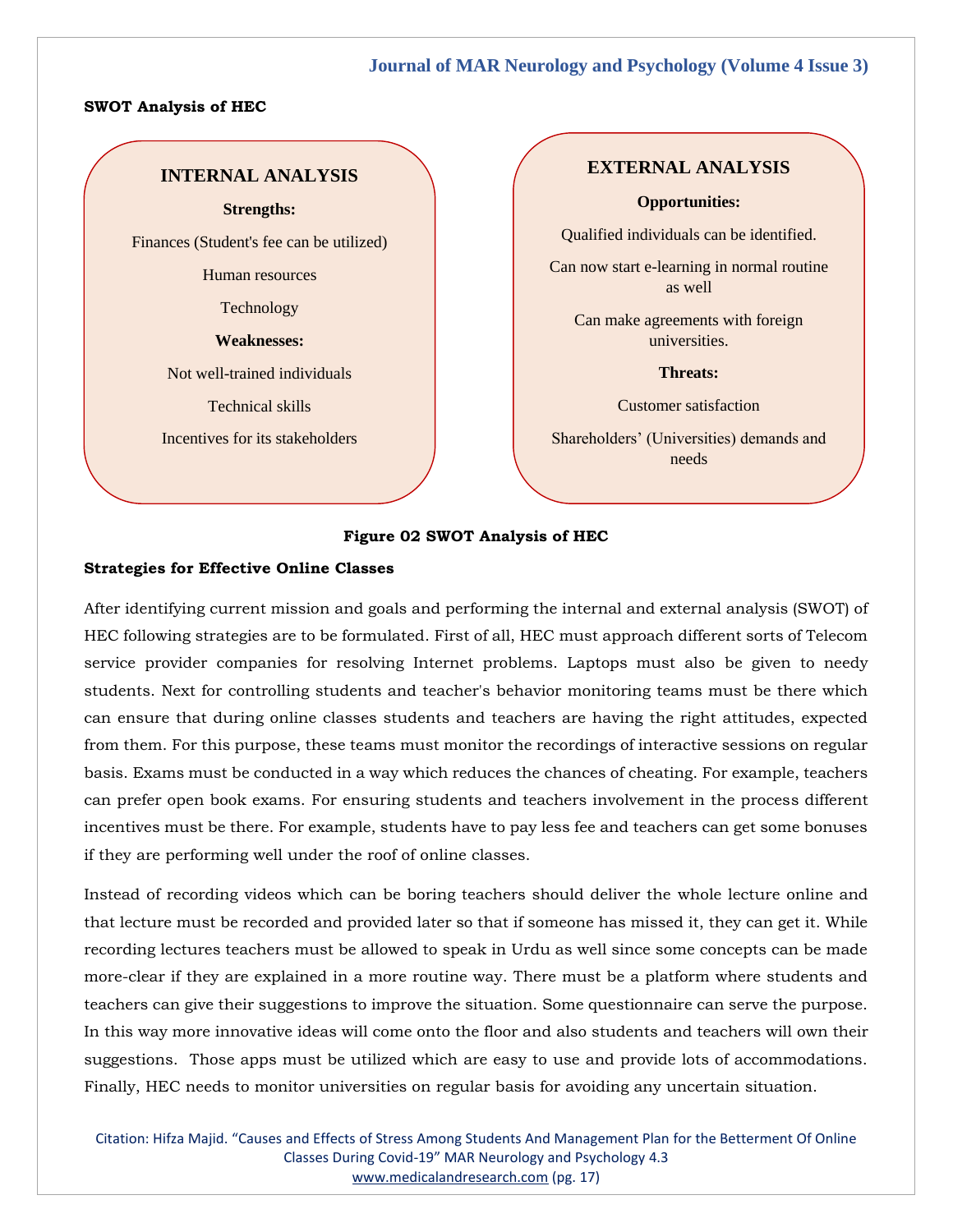**SWOT Analysis of HEC**

**INTERNAL ANALYSIS**

**Strengths:**

Finances (Student's fee can be utilized)

Human resources

Technology

**Weaknesses:**

Not well-trained individuals

Technical skills

Incentives for its stakeholders

**EXTERNAL ANALYSIS**

**Opportunities:**

Qualified individuals can be identified.

Can now start e-learning in normal routine as well

Can make agreements with foreign universities.

**Threats:**

Customer satisfaction

Shareholders' (Universities) demands and needs

**Figure 02 SWOT Analysis of HEC**

**Strategies for Effective Online Classes**

After identifying current mission and goals and performing the internal and external analysis (SWOT) of HEC following strategies are to be formulated. First of all, HEC must approach different sorts of Telecom service provider companies for resolving Internet problems. Laptops must also be given to needy students. Next for controlling students and teacher's behavior monitoring teams must be there which can ensure that during online classes students and teachers are having the right attitudes, expected from them. For this purpose, these teams must monitor the recordings of interactive sessions on regular basis. Exams must be conducted in a way which reduces the chances of cheating. For example, teachers can prefer open book exams. For ensuring students and teachers involvement in the process different incentives must be there. For example, students have to pay less fee and teachers can get some bonuses if they are performing well under the roof of online classes.

Instead of recording videos which can be boring teachers should deliver the whole lecture online and that lecture must be recorded and provided later so that if someone has missed it, they can get it. While recording lectures teachers must be allowed to speak in Urdu as well since some concepts can be made more-clear if they are explained in a more routine way. There must be a platform where students and teachers can give their suggestions to improve the situation. Some questionnaire can serve the purpose. In this way more innovative ideas will come onto the floor and also students and teachers will own their suggestions. Those apps must be utilized which are easy to use and provide lots of accommodations. Finally, HEC needs to monitor universities on regular basis for avoiding any uncertain situation.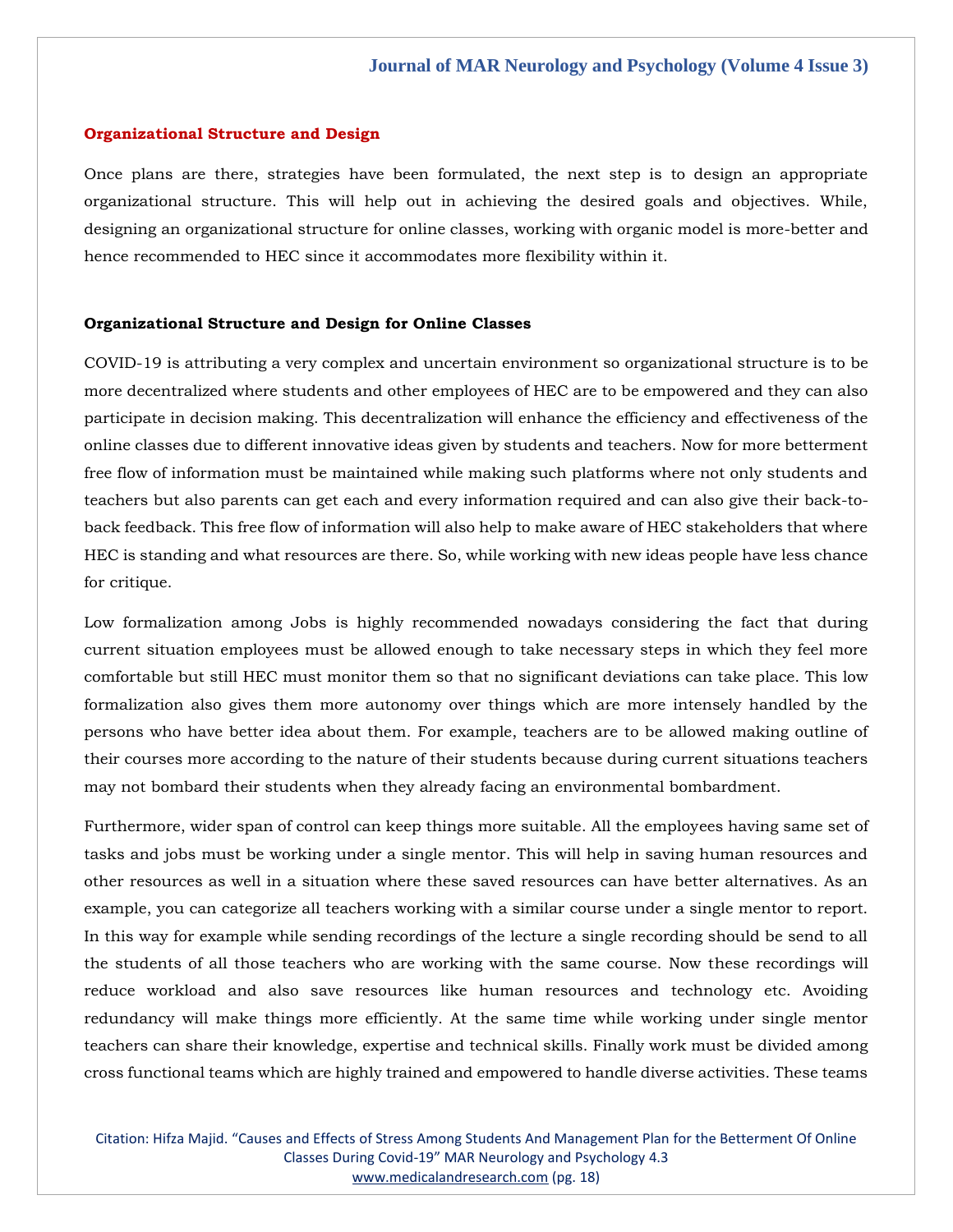## Organizational Structure and Design

Once plans are there, strategies have been formulated, the next step is to design an appropriate organizational structure. This will help out in achieving the desired goals and objectives. While, designing an organizational structure for online classes, working with organic model is more-better and hence recommended to HEC since it accommodates more flexibility within it.

### Organizational Structure and Design for Online Classes

COVID-19 is attributing a very complex and uncertain environment so organizational structure is to be more decentralized where students and other employees of HEC are to be empowered and they can also participate in decision making. This decentralization will enhance the efficiency and effectiveness of the online classes due to different innovative ideas given by students and teachers. Now for more betterment free flow of information must be maintained while making such platforms where not only students and teachers but also parents can get each and every information required and can also give their back-to-back feedback. This free flow of information will also help to make aware of HEC stakeholders that where HEC is standing and what resources are there. So, while working with new ideas people have less chance for critique.

Low formalization among Jobs is highly recommended nowadays considering the fact that during current situation employees must be allowed enough to take necessary steps in which they feel more comfortable but still HEC must monitor them so that no significant deviations can take place. This low formalization also gives them more autonomy over things which are more intensely handled by the persons who have better idea about them. For example, teachers are to be allowed making outline of their courses more according to the nature of their students because during current situations teachers may not bombard their students when they already facing an environmental bombardment.

Furthermore, wider span of control can keep things more suitable. All the employees having same set of tasks and jobs must be working under a single mentor. This will help in saving human resources and other resources as well in a situation where these saved resources can have better alternatives. As an example, you can categorize all teachers working with a similar course under a single mentor to report. In this way for example while sending recordings of the lecture a single recording should be send to all the students of all those teachers who are working with the same course. Now these recordings will reduce workload and also save resources like human resources and technology etc. Avoiding redundancy will make things more efficiently. At the same time while working under single mentor teachers can share their knowledge, expertise and technical skills. Finally work must be divided among cross functional teams which are highly trained and empowered to handle diverse activities. These teams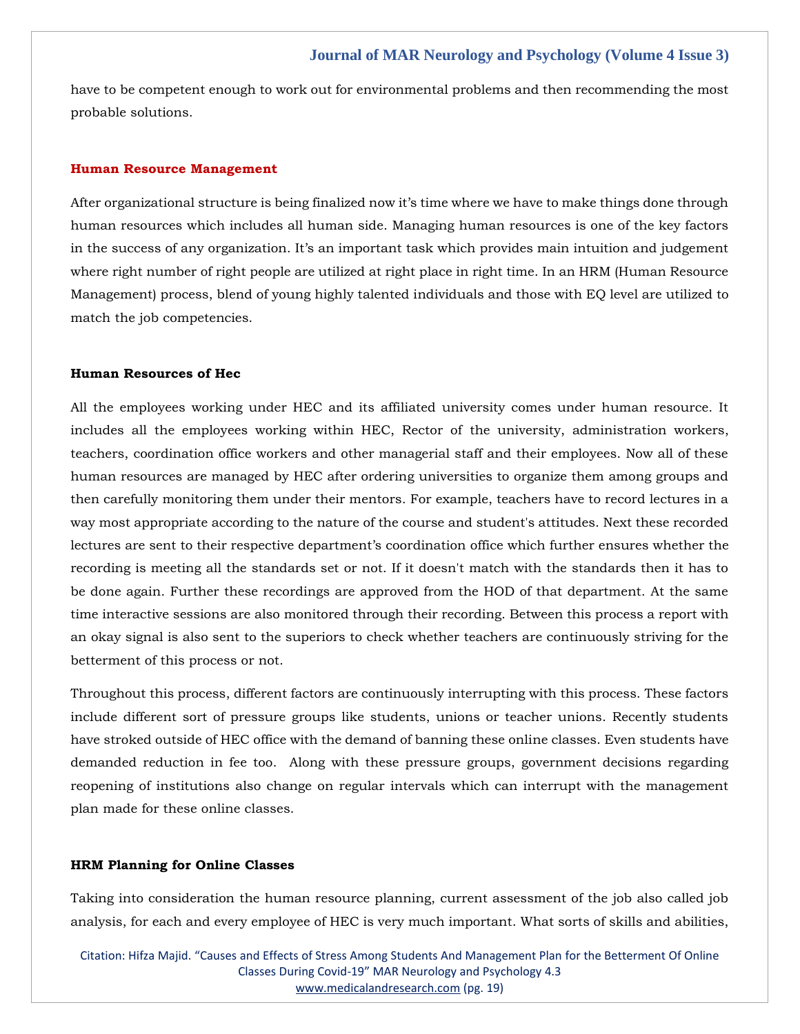have to be competent enough to work out for environmental problems and then recommending the most probable solutions.

## Human Resource Management

After organizational structure is being finalized now it's time where we have to make things done through human resources which includes all human side. Managing human resources is one of the key factors in the success of any organization. It's an important task which provides main intuition and judgement where right number of right people are utilized at right place in right time. In an HRM (Human Resource Management) process, blend of young highly talented individuals and those with EQ level are utilized to match the job competencies.

### Human Resources of Hec

All the employees working under HEC and its affiliated university comes under human resource. It includes all the employees working within HEC, Rector of the university, administration workers, teachers, coordination office workers and other managerial staff and their employees. Now all of these human resources are managed by HEC after ordering universities to organize them among groups and then carefully monitoring them under their mentors. For example, teachers have to record lectures in a way most appropriate according to the nature of the course and student's attitudes. Next these recorded lectures are sent to their respective department's coordination office which further ensures whether the recording is meeting all the standards set or not. If it doesn't match with the standards then it has to be done again. Further these recordings are approved from the HOD of that department. At the same time interactive sessions are also monitored through their recording. Between this process a report with an okay signal is also sent to the superiors to check whether teachers are continuously striving for the betterment of this process or not.

Throughout this process, different factors are continuously interrupting with this process. These factors include different sort of pressure groups like students, unions or teacher unions. Recently students have stroked outside of HEC office with the demand of banning these online classes. Even students have demanded reduction in fee too. Along with these pressure groups, government decisions regarding reopening of institutions also change on regular intervals which can interrupt with the management plan made for these online classes.

### HRM Planning for Online Classes

Taking into consideration the human resource planning, current assessment of the job also called job analysis, for each and every employee of HEC is very much important. What sorts of skills and abilities,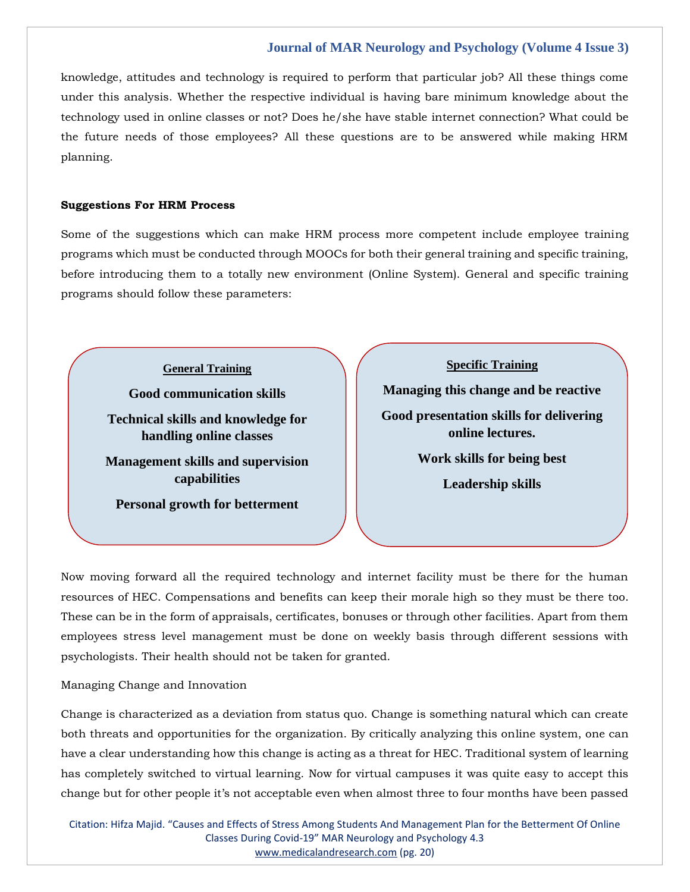knowledge, attitudes and technology is required to perform that particular job? All these things come under this analysis. Whether the respective individual is having bare minimum knowledge about the technology used in online classes or not? Does he/she have stable internet connection? What could be the future needs of those employees? All these questions are to be answered while making HRM planning.

**Suggestions For HRM Process**

Some of the suggestions which can make HRM process more competent include employee training programs which must be conducted through MOOCs for both their general training and specific training, before introducing them to a totally new environment (Online System). General and specific training programs should follow these parameters:

**General Training**

- **Good communication skills**
- **Technical skills and knowledge for handling online classes**
- **Management skills and supervision capabilities**
- **Personal growth for betterment**

**Specific Training**

- **Managing this change and be reactive**
- **Good presentation skills for delivering online lectures.**
- **Work skills for being best**
- **Leadership skills**

Now moving forward all the required technology and internet facility must be there for the human resources of HEC. Compensations and benefits can keep their morale high so they must be there too. These can be in the form of appraisals, certificates, bonuses or through other facilities. Apart from them employees stress level management must be done on weekly basis through different sessions with psychologists. Their health should not be taken for granted.

Managing Change and Innovation

Change is characterized as a deviation from status quo. Change is something natural which can create both threats and opportunities for the organization. By critically analyzing this online system, one can have a clear understanding how this change is acting as a threat for HEC. Traditional system of learning has completely switched to virtual learning. Now for virtual campuses it was quite easy to accept this change but for other people it's not acceptable even when almost three to four months have been passed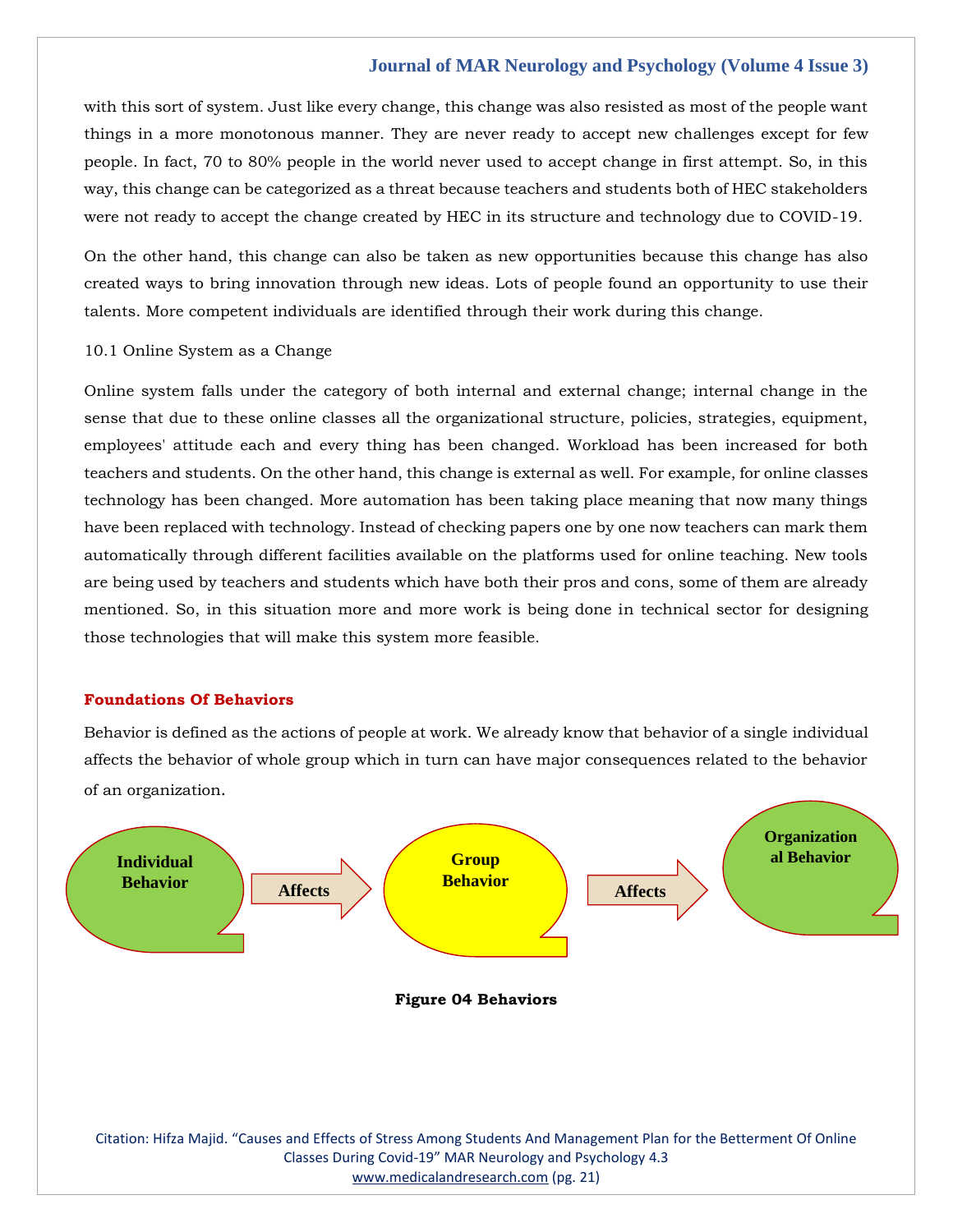with this sort of system. Just like every change, this change was also resisted as most of the people want things in a more monotonous manner. They are never ready to accept new challenges except for few people. In fact, 70 to 80% people in the world never used to accept change in first attempt. So, in this way, this change can be categorized as a threat because teachers and students both of HEC stakeholders were not ready to accept the change created by HEC in its structure and technology due to COVID-19.

On the other hand, this change can also be taken as new opportunities because this change has also created ways to bring innovation through new ideas. Lots of people found an opportunity to use their talents. More competent individuals are identified through their work during this change.

### 10.1 Online System as a Change

Online system falls under the category of both internal and external change; internal change in the sense that due to these online classes all the organizational structure, policies, strategies, equipment, employees' attitude each and every thing has been changed. Workload has been increased for both teachers and students. On the other hand, this change is external as well. For example, for online classes technology has been changed. More automation has been taking place meaning that now many things have been replaced with technology. Instead of checking papers one by one now teachers can mark them automatically through different facilities available on the platforms used for online teaching. New tools are being used by teachers and students which have both their pros and cons, some of them are already mentioned. So, in this situation more and more work is being done in technical sector for designing those technologies that will make this system more feasible.

## Foundations Of Behaviors

Behavior is defined as the actions of people at work. We already know that behavior of a single individual affects the behavior of whole group which in turn can have major consequences related to the behavior of an organization.

Individual Behavior → Affects → Group Behavior → Affects → Organizational Behavior

**Figure 04 Behaviors**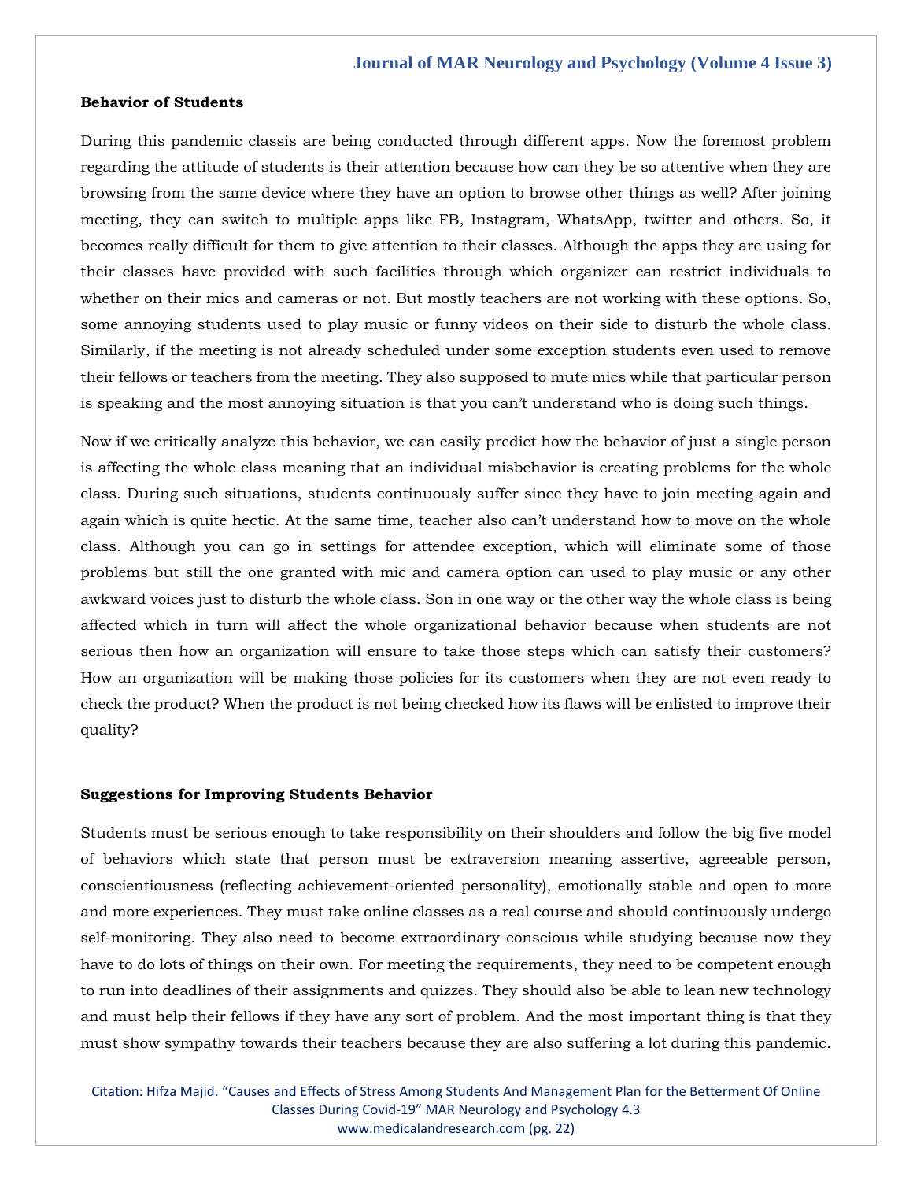**Behavior of Students**

During this pandemic classis are being conducted through different apps. Now the foremost problem regarding the attitude of students is their attention because how can they be so attentive when they are browsing from the same device where they have an option to browse other things as well? After joining meeting, they can switch to multiple apps like FB, Instagram, WhatsApp, twitter and others. So, it becomes really difficult for them to give attention to their classes. Although the apps they are using for their classes have provided with such facilities through which organizer can restrict individuals to whether on their mics and cameras or not. But mostly teachers are not working with these options. So, some annoying students used to play music or funny videos on their side to disturb the whole class. Similarly, if the meeting is not already scheduled under some exception students even used to remove their fellows or teachers from the meeting. They also supposed to mute mics while that particular person is speaking and the most annoying situation is that you can't understand who is doing such things.

Now if we critically analyze this behavior, we can easily predict how the behavior of just a single person is affecting the whole class meaning that an individual misbehavior is creating problems for the whole class. During such situations, students continuously suffer since they have to join meeting again and again which is quite hectic. At the same time, teacher also can't understand how to move on the whole class. Although you can go in settings for attendee exception, which will eliminate some of those problems but still the one granted with mic and camera option can used to play music or any other awkward voices just to disturb the whole class. Son in one way or the other way the whole class is being affected which in turn will affect the whole organizational behavior because when students are not serious then how an organization will ensure to take those steps which can satisfy their customers? How an organization will be making those policies for its customers when they are not even ready to check the product? When the product is not being checked how its flaws will be enlisted to improve their quality?

**Suggestions for Improving Students Behavior**

Students must be serious enough to take responsibility on their shoulders and follow the big five model of behaviors which state that person must be extraversion meaning assertive, agreeable person, conscientiousness (reflecting achievement-oriented personality), emotionally stable and open to more and more experiences. They must take online classes as a real course and should continuously undergo self-monitoring. They also need to become extraordinary conscious while studying because now they have to do lots of things on their own. For meeting the requirements, they need to be competent enough to run into deadlines of their assignments and quizzes. They should also be able to lean new technology and must help their fellows if they have any sort of problem. And the most important thing is that they must show sympathy towards their teachers because they are also suffering a lot during this pandemic.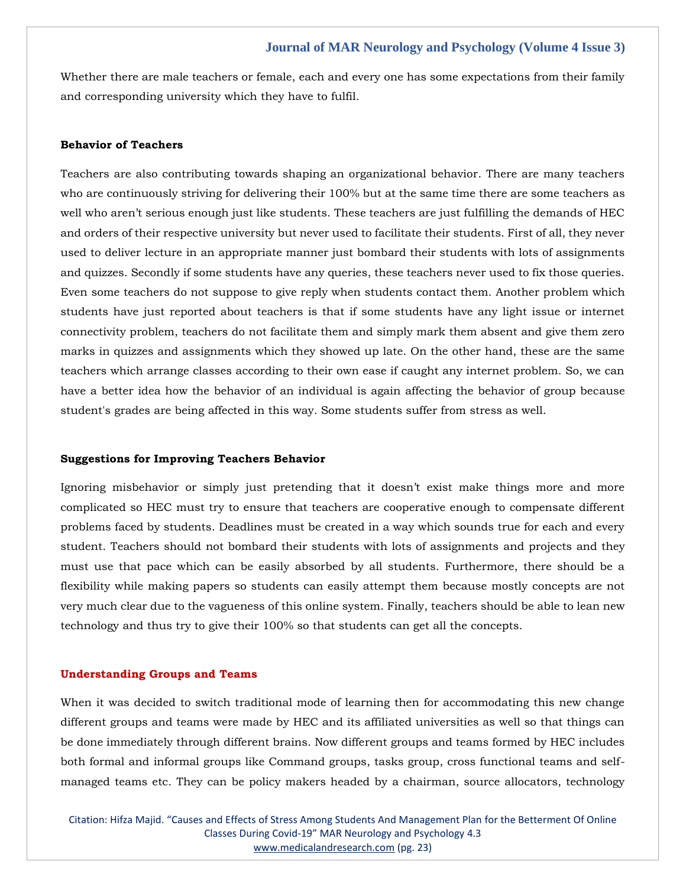Whether there are male teachers or female, each and every one has some expectations from their family and corresponding university which they have to fulfil.

**Behavior of Teachers**

Teachers are also contributing towards shaping an organizational behavior. There are many teachers who are continuously striving for delivering their 100% but at the same time there are some teachers as well who aren't serious enough just like students. These teachers are just fulfilling the demands of HEC and orders of their respective university but never used to facilitate their students. First of all, they never used to deliver lecture in an appropriate manner just bombard their students with lots of assignments and quizzes. Secondly if some students have any queries, these teachers never used to fix those queries. Even some teachers do not suppose to give reply when students contact them. Another problem which students have just reported about teachers is that if some students have any light issue or internet connectivity problem, teachers do not facilitate them and simply mark them absent and give them zero marks in quizzes and assignments which they showed up late. On the other hand, these are the same teachers which arrange classes according to their own ease if caught any internet problem. So, we can have a better idea how the behavior of an individual is again affecting the behavior of group because student's grades are being affected in this way. Some students suffer from stress as well.

**Suggestions for Improving Teachers Behavior**

Ignoring misbehavior or simply just pretending that it doesn't exist make things more and more complicated so HEC must try to ensure that teachers are cooperative enough to compensate different problems faced by students. Deadlines must be created in a way which sounds true for each and every student. Teachers should not bombard their students with lots of assignments and projects and they must use that pace which can be easily absorbed by all students. Furthermore, there should be a flexibility while making papers so students can easily attempt them because mostly concepts are not very much clear due to the vagueness of this online system. Finally, teachers should be able to lean new technology and thus try to give their 100% so that students can get all the concepts.

## Understanding Groups and Teams

When it was decided to switch traditional mode of learning then for accommodating this new change different groups and teams were made by HEC and its affiliated universities as well so that things can be done immediately through different brains. Now different groups and teams formed by HEC includes both formal and informal groups like Command groups, tasks group, cross functional teams and self-managed teams etc. They can be policy makers headed by a chairman, source allocators, technology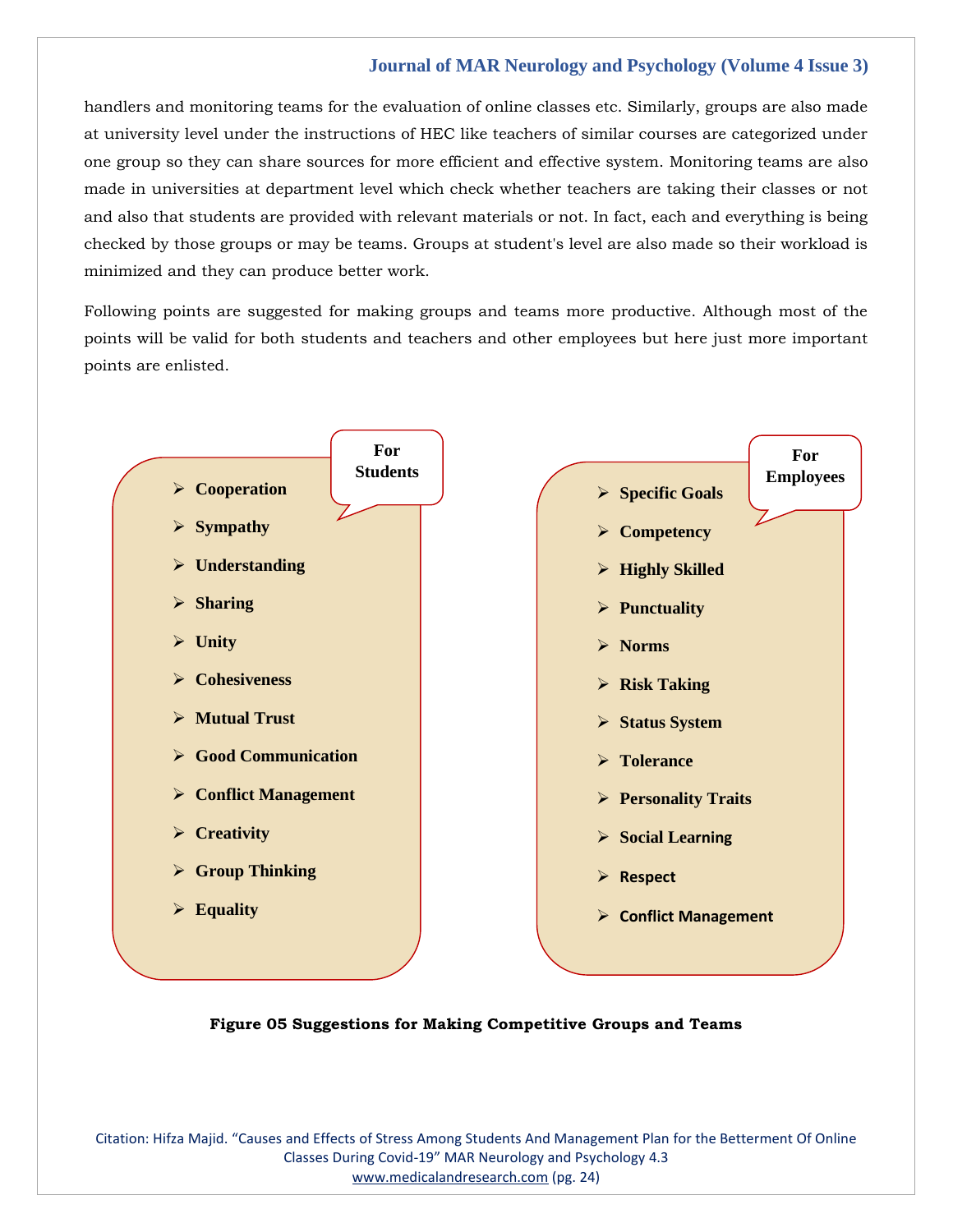handlers and monitoring teams for the evaluation of online classes etc. Similarly, groups are also made at university level under the instructions of HEC like teachers of similar courses are categorized under one group so they can share sources for more efficient and effective system. Monitoring teams are also made in universities at department level which check whether teachers are taking their classes or not and also that students are provided with relevant materials or not. In fact, each and everything is being checked by those groups or may be teams. Groups at student's level are also made so their workload is minimized and they can produce better work.

Following points are suggested for making groups and teams more productive. Although most of the points will be valid for both students and teachers and other employees but here just more important points are enlisted.

**For Students**

- **Cooperation**
- **Sympathy**
- **Understanding**
- **Sharing**
- **Unity**
- **Cohesiveness**
- **Mutual Trust**
- **Good Communication**
- **Conflict Management**
- **Creativity**
- **Group Thinking**
- **Equality**

**For Employees**

- **Specific Goals**
- **Competency**
- **Highly Skilled**
- **Punctuality**
- **Norms**
- **Risk Taking**
- **Status System**
- **Tolerance**
- **Personality Traits**
- **Social Learning**
- **Respect**
- **Conflict Management**

**Figure 05 Suggestions for Making Competitive Groups and Teams**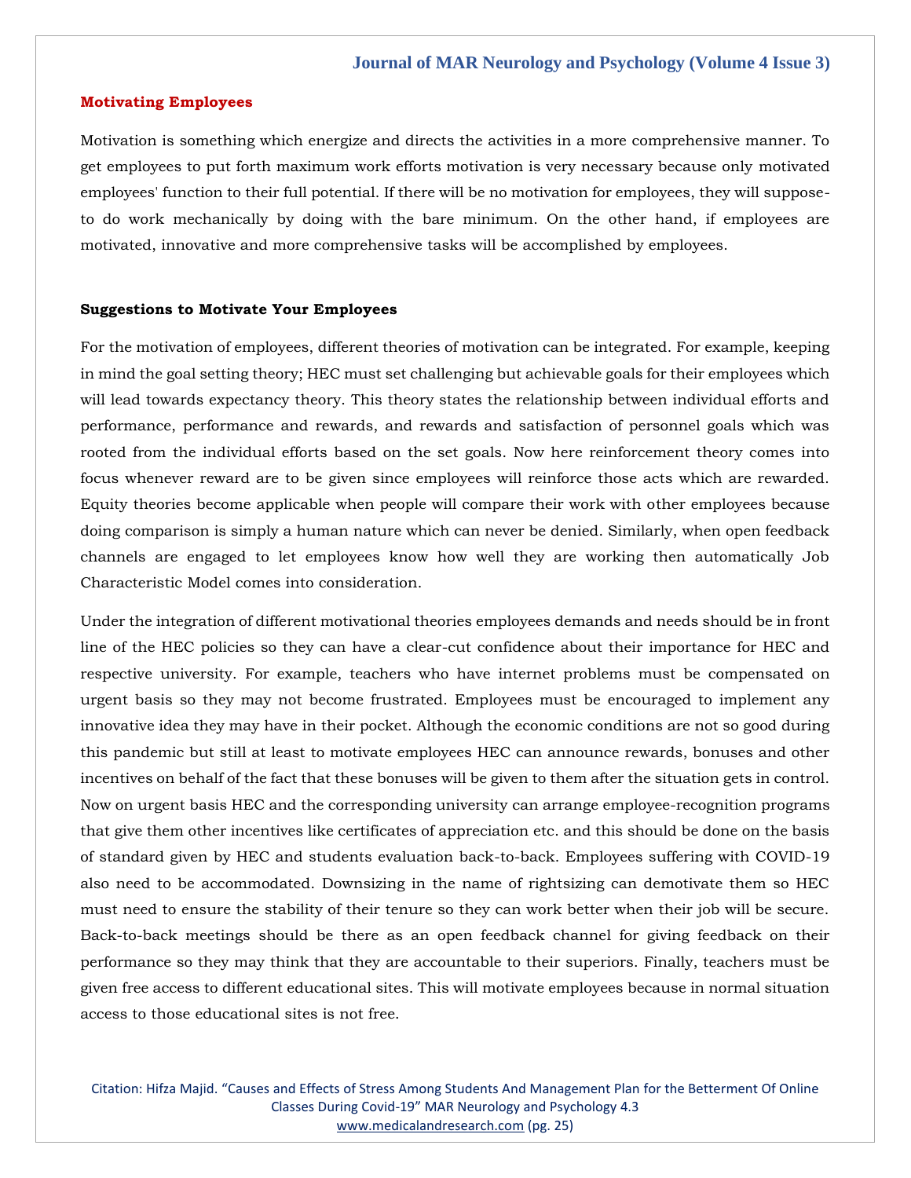## Motivating Employees

Motivation is something which energize and directs the activities in a more comprehensive manner. To get employees to put forth maximum work efforts motivation is very necessary because only motivated employees' function to their full potential. If there will be no motivation for employees, they will suppose-to do work mechanically by doing with the bare minimum. On the other hand, if employees are motivated, innovative and more comprehensive tasks will be accomplished by employees.

### Suggestions to Motivate Your Employees

For the motivation of employees, different theories of motivation can be integrated. For example, keeping in mind the goal setting theory; HEC must set challenging but achievable goals for their employees which will lead towards expectancy theory. This theory states the relationship between individual efforts and performance, performance and rewards, and rewards and satisfaction of personnel goals which was rooted from the individual efforts based on the set goals. Now here reinforcement theory comes into focus whenever reward are to be given since employees will reinforce those acts which are rewarded. Equity theories become applicable when people will compare their work with other employees because doing comparison is simply a human nature which can never be denied. Similarly, when open feedback channels are engaged to let employees know how well they are working then automatically Job Characteristic Model comes into consideration.

Under the integration of different motivational theories employees demands and needs should be in front line of the HEC policies so they can have a clear-cut confidence about their importance for HEC and respective university. For example, teachers who have internet problems must be compensated on urgent basis so they may not become frustrated. Employees must be encouraged to implement any innovative idea they may have in their pocket. Although the economic conditions are not so good during this pandemic but still at least to motivate employees HEC can announce rewards, bonuses and other incentives on behalf of the fact that these bonuses will be given to them after the situation gets in control. Now on urgent basis HEC and the corresponding university can arrange employee-recognition programs that give them other incentives like certificates of appreciation etc. and this should be done on the basis of standard given by HEC and students evaluation back-to-back. Employees suffering with COVID-19 also need to be accommodated. Downsizing in the name of rightsizing can demotivate them so HEC must need to ensure the stability of their tenure so they can work better when their job will be secure. Back-to-back meetings should be there as an open feedback channel for giving feedback on their performance so they may think that they are accountable to their superiors. Finally, teachers must be given free access to different educational sites. This will motivate employees because in normal situation access to those educational sites is not free.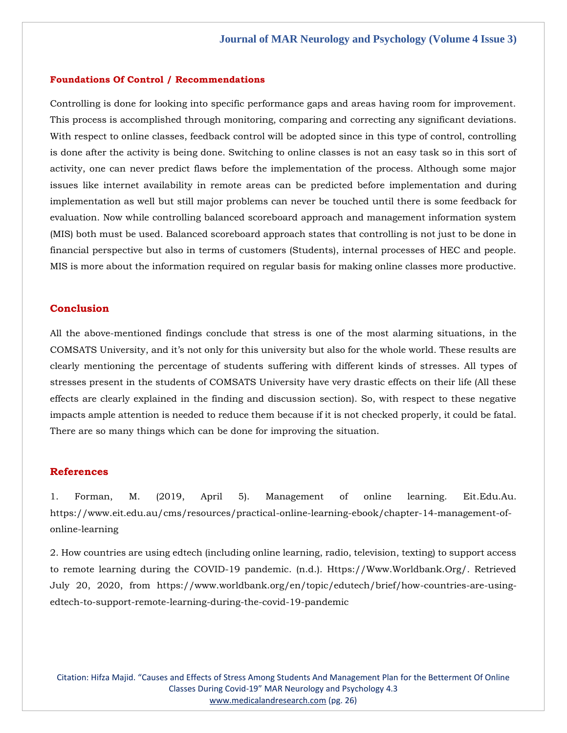## Foundations Of Control / Recommendations

Controlling is done for looking into specific performance gaps and areas having room for improvement. This process is accomplished through monitoring, comparing and correcting any significant deviations. With respect to online classes, feedback control will be adopted since in this type of control, controlling is done after the activity is being done. Switching to online classes is not an easy task so in this sort of activity, one can never predict flaws before the implementation of the process. Although some major issues like internet availability in remote areas can be predicted before implementation and during implementation as well but still major problems can never be touched until there is some feedback for evaluation. Now while controlling balanced scoreboard approach and management information system (MIS) both must be used. Balanced scoreboard approach states that controlling is not just to be done in financial perspective but also in terms of customers (Students), internal processes of HEC and people. MIS is more about the information required on regular basis for making online classes more productive.

## Conclusion

All the above-mentioned findings conclude that stress is one of the most alarming situations, in the COMSATS University, and it's not only for this university but also for the whole world. These results are clearly mentioning the percentage of students suffering with different kinds of stresses. All types of stresses present in the students of COMSATS University have very drastic effects on their life (All these effects are clearly explained in the finding and discussion section). So, with respect to these negative impacts ample attention is needed to reduce them because if it is not checked properly, it could be fatal. There are so many things which can be done for improving the situation.

## References

1. Forman, M. (2019, April 5). Management of online learning. Eit.Edu.Au. https://www.eit.edu.au/cms/resources/practical-online-learning-ebook/chapter-14-management-of-online-learning

2. How countries are using edtech (including online learning, radio, television, texting) to support access to remote learning during the COVID-19 pandemic. (n.d.). Https://Www.Worldbank.Org/. Retrieved July 20, 2020, from https://www.worldbank.org/en/topic/edutech/brief/how-countries-are-using-edtech-to-support-remote-learning-during-the-covid-19-pandemic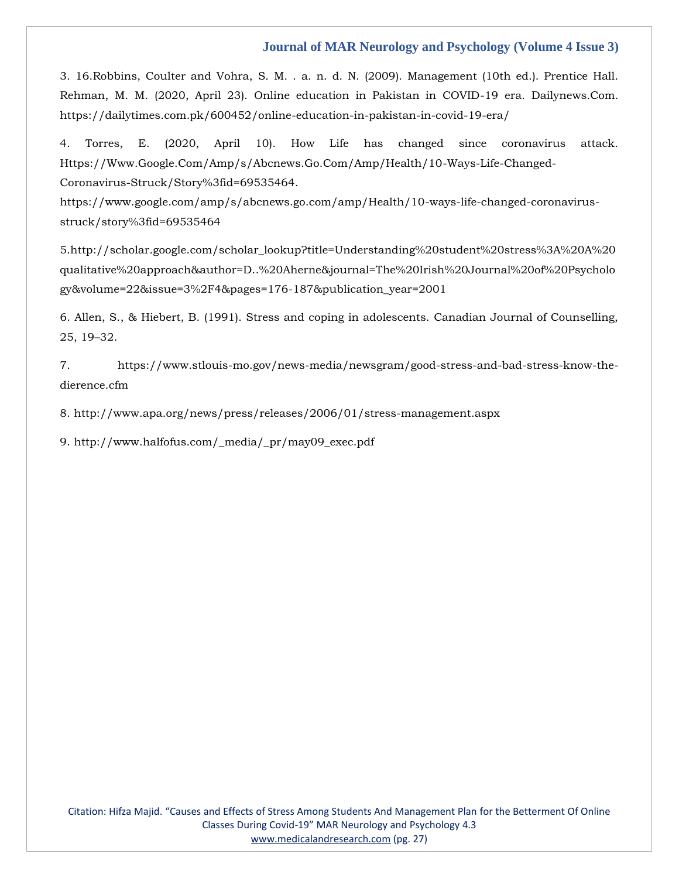3. 16.Robbins, Coulter and Vohra, S. M. . a. n. d. N. (2009). Management (10th ed.). Prentice Hall. Rehman, M. M. (2020, April 23). Online education in Pakistan in COVID-19 era. Dailynews.Com. https://dailytimes.com.pk/600452/online-education-in-pakistan-in-covid-19-era/

4. Torres, E. (2020, April 10). How Life has changed since coronavirus attack. Https://Www.Google.Com/Amp/s/Abcnews.Go.Com/Amp/Health/10-Ways-Life-Changed-Coronavirus-Struck/Story%3fid=69535464. https://www.google.com/amp/s/abcnews.go.com/amp/Health/10-ways-life-changed-coronavirus-struck/story%3fid=69535464

5.http://scholar.google.com/scholar_lookup?title=Understanding%20student%20stress%3A%20A%20qualitative%20approach&author=D..%20Aherne&journal=The%20Irish%20Journal%20of%20Psychology&volume=22&issue=3%2F4&pages=176-187&publication_year=2001

6. Allen, S., & Hiebert, B. (1991). Stress and coping in adolescents. Canadian Journal of Counselling, 25, 19–32.

7. https://www.stlouis-mo.gov/news-media/newsgram/good-stress-and-bad-stress-know-the-dierence.cfm

8. http://www.apa.org/news/press/releases/2006/01/stress-management.aspx

9. http://www.halfofus.com/_media/_pr/may09_exec.pdf